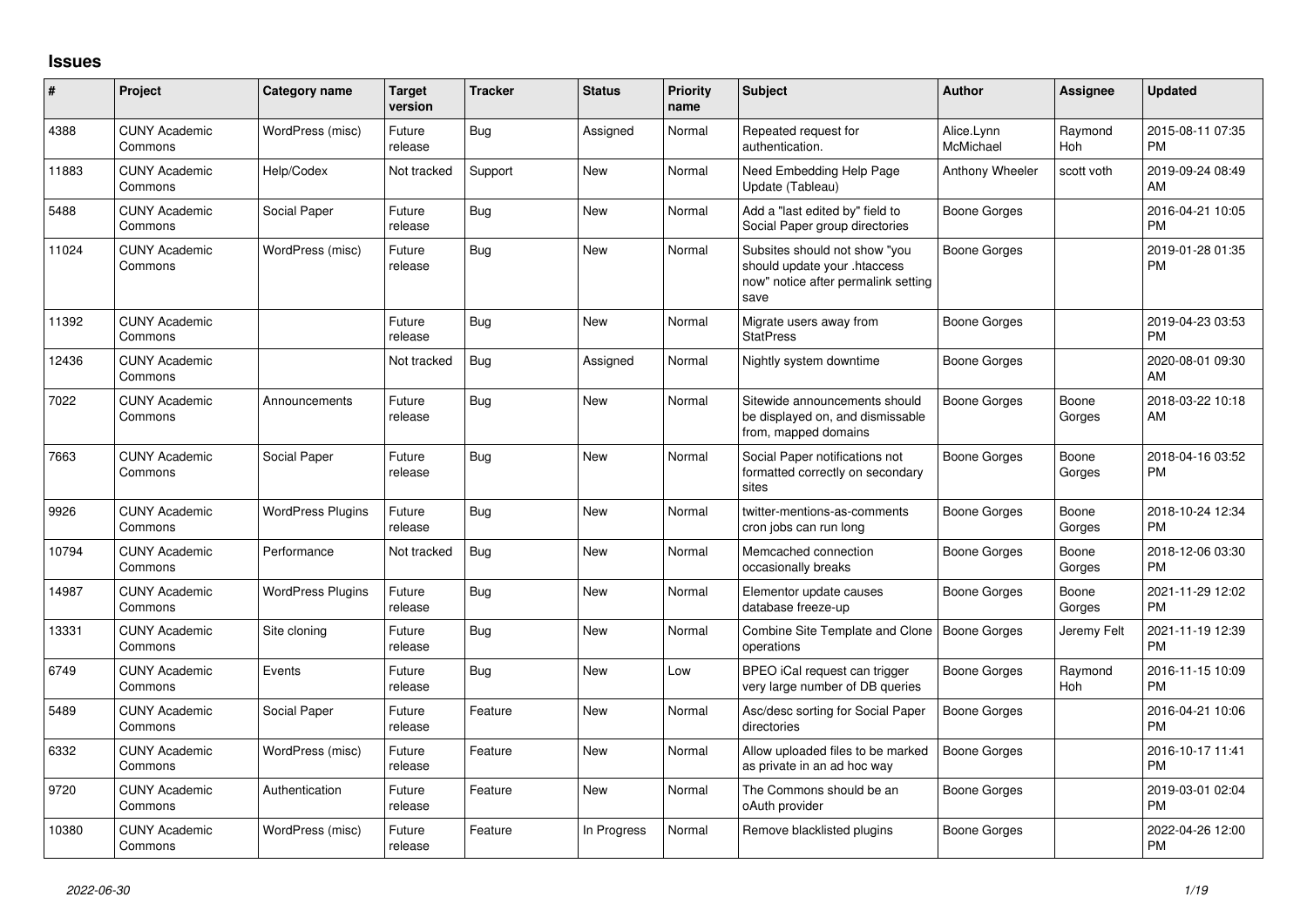# Issues

| # | Project | Category name | Target version | Tracker | Status | Priority name | Subject | Author | Assignee | Updated |
|---|---|---|---|---|---|---|---|---|---|---|
| 4388 | CUNY Academic Commons | WordPress (misc) | Future release | Bug | Assigned | Normal | Repeated request for authentication. | Alice.Lynn McMichael | Raymond Hoh | 2015-08-11 07:35 PM |
| 11883 | CUNY Academic Commons | Help/Codex | Not tracked | Support | New | Normal | Need Embedding Help Page Update (Tableau) | Anthony Wheeler | scott voth | 2019-09-24 08:49 AM |
| 5488 | CUNY Academic Commons | Social Paper | Future release | Bug | New | Normal | Add a "last edited by" field to Social Paper group directories | Boone Gorges | | 2016-04-21 10:05 PM |
| 11024 | CUNY Academic Commons | WordPress (misc) | Future release | Bug | New | Normal | Subsites should not show "you should update your .htaccess now" notice after permalink setting save | Boone Gorges | | 2019-01-28 01:35 PM |
| 11392 | CUNY Academic Commons | | Future release | Bug | New | Normal | Migrate users away from StatPress | Boone Gorges | | 2019-04-23 03:53 PM |
| 12436 | CUNY Academic Commons | | Not tracked | Bug | Assigned | Normal | Nightly system downtime | Boone Gorges | | 2020-08-01 09:30 AM |
| 7022 | CUNY Academic Commons | Announcements | Future release | Bug | New | Normal | Sitewide announcements should be displayed on, and dismissable from, mapped domains | Boone Gorges | Boone Gorges | 2018-03-22 10:18 AM |
| 7663 | CUNY Academic Commons | Social Paper | Future release | Bug | New | Normal | Social Paper notifications not formatted correctly on secondary sites | Boone Gorges | Boone Gorges | 2018-04-16 03:52 PM |
| 9926 | CUNY Academic Commons | WordPress Plugins | Future release | Bug | New | Normal | twitter-mentions-as-comments cron jobs can run long | Boone Gorges | Boone Gorges | 2018-10-24 12:34 PM |
| 10794 | CUNY Academic Commons | Performance | Not tracked | Bug | New | Normal | Memcached connection occasionally breaks | Boone Gorges | Boone Gorges | 2018-12-06 03:30 PM |
| 14987 | CUNY Academic Commons | WordPress Plugins | Future release | Bug | New | Normal | Elementor update causes database freeze-up | Boone Gorges | Boone Gorges | 2021-11-29 12:02 PM |
| 13331 | CUNY Academic Commons | Site cloning | Future release | Bug | New | Normal | Combine Site Template and Clone operations | Boone Gorges | Jeremy Felt | 2021-11-19 12:39 PM |
| 6749 | CUNY Academic Commons | Events | Future release | Bug | New | Low | BPEO iCal request can trigger very large number of DB queries | Boone Gorges | Raymond Hoh | 2016-11-15 10:09 PM |
| 5489 | CUNY Academic Commons | Social Paper | Future release | Feature | New | Normal | Asc/desc sorting for Social Paper directories | Boone Gorges | | 2016-04-21 10:06 PM |
| 6332 | CUNY Academic Commons | WordPress (misc) | Future release | Feature | New | Normal | Allow uploaded files to be marked as private in an ad hoc way | Boone Gorges | | 2016-10-17 11:41 PM |
| 9720 | CUNY Academic Commons | Authentication | Future release | Feature | New | Normal | The Commons should be an oAuth provider | Boone Gorges | | 2019-03-01 02:04 PM |
| 10380 | CUNY Academic Commons | WordPress (misc) | Future release | Feature | In Progress | Normal | Remove blacklisted plugins | Boone Gorges | | 2022-04-26 12:00 PM |

*2022-06-30*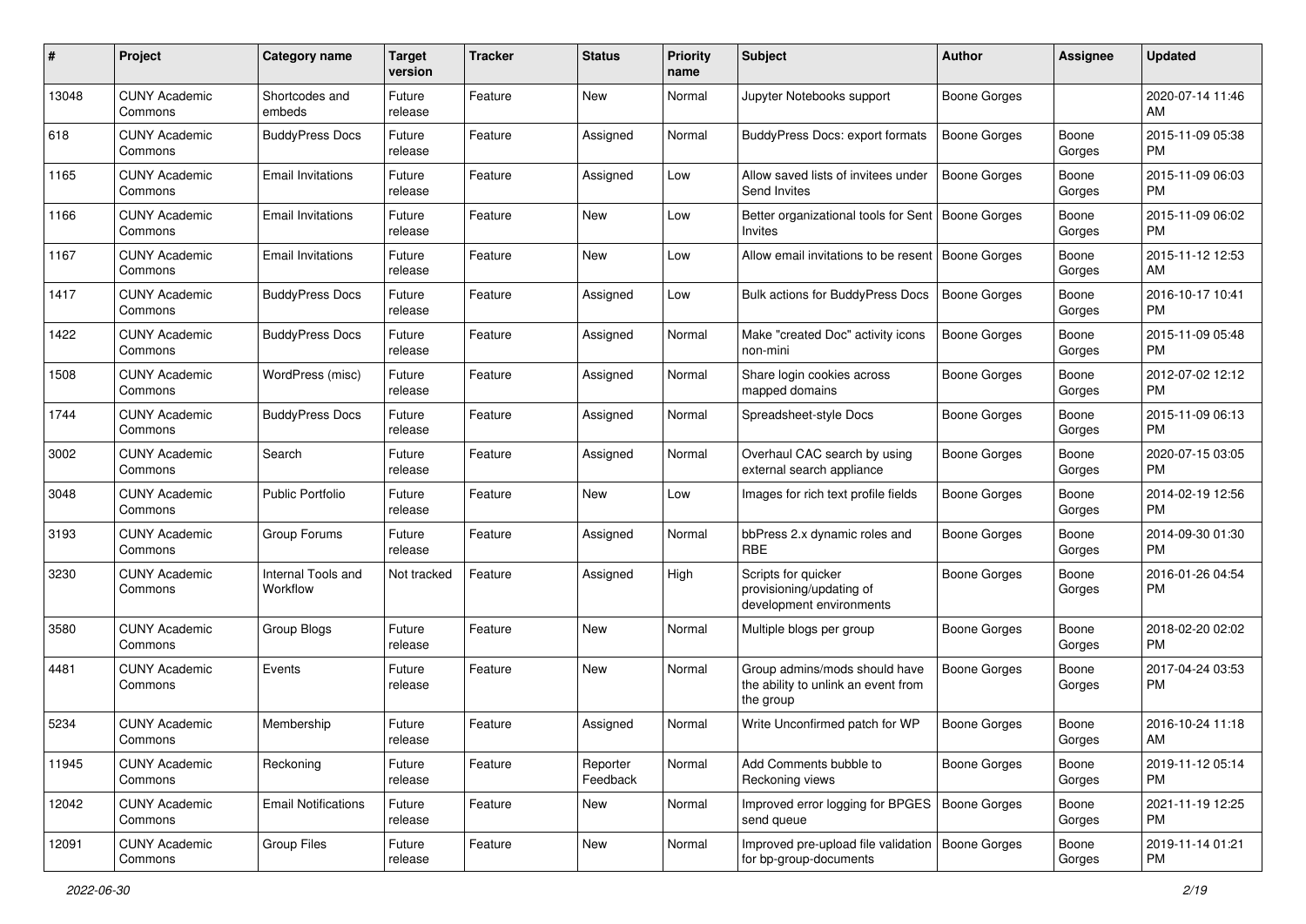| # | Project | Category name | Target version | Tracker | Status | Priority name | Subject | Author | Assignee | Updated |
|---|---|---|---|---|---|---|---|---|---|---|
| 13048 | CUNY Academic Commons | Shortcodes and embeds | Future release | Feature | New | Normal | Jupyter Notebooks support | Boone Gorges | | 2020-07-14 11:46 AM |
| 618 | CUNY Academic Commons | BuddyPress Docs | Future release | Feature | Assigned | Normal | BuddyPress Docs: export formats | Boone Gorges | Boone Gorges | 2015-11-09 05:38 PM |
| 1165 | CUNY Academic Commons | Email Invitations | Future release | Feature | Assigned | Low | Allow saved lists of invitees under Send Invites | Boone Gorges | Boone Gorges | 2015-11-09 06:03 PM |
| 1166 | CUNY Academic Commons | Email Invitations | Future release | Feature | New | Low | Better organizational tools for Sent Invites | Boone Gorges | Boone Gorges | 2015-11-09 06:02 PM |
| 1167 | CUNY Academic Commons | Email Invitations | Future release | Feature | New | Low | Allow email invitations to be resent | Boone Gorges | Boone Gorges | 2015-11-12 12:53 AM |
| 1417 | CUNY Academic Commons | BuddyPress Docs | Future release | Feature | Assigned | Low | Bulk actions for BuddyPress Docs | Boone Gorges | Boone Gorges | 2016-10-17 10:41 PM |
| 1422 | CUNY Academic Commons | BuddyPress Docs | Future release | Feature | Assigned | Normal | Make "created Doc" activity icons non-mini | Boone Gorges | Boone Gorges | 2015-11-09 05:48 PM |
| 1508 | CUNY Academic Commons | WordPress (misc) | Future release | Feature | Assigned | Normal | Share login cookies across mapped domains | Boone Gorges | Boone Gorges | 2012-07-02 12:12 PM |
| 1744 | CUNY Academic Commons | BuddyPress Docs | Future release | Feature | Assigned | Normal | Spreadsheet-style Docs | Boone Gorges | Boone Gorges | 2015-11-09 06:13 PM |
| 3002 | CUNY Academic Commons | Search | Future release | Feature | Assigned | Normal | Overhaul CAC search by using external search appliance | Boone Gorges | Boone Gorges | 2020-07-15 03:05 PM |
| 3048 | CUNY Academic Commons | Public Portfolio | Future release | Feature | New | Low | Images for rich text profile fields | Boone Gorges | Boone Gorges | 2014-02-19 12:56 PM |
| 3193 | CUNY Academic Commons | Group Forums | Future release | Feature | Assigned | Normal | bbPress 2.x dynamic roles and RBE | Boone Gorges | Boone Gorges | 2014-09-30 01:30 PM |
| 3230 | CUNY Academic Commons | Internal Tools and Workflow | Not tracked | Feature | Assigned | High | Scripts for quicker provisioning/updating of development environments | Boone Gorges | Boone Gorges | 2016-01-26 04:54 PM |
| 3580 | CUNY Academic Commons | Group Blogs | Future release | Feature | New | Normal | Multiple blogs per group | Boone Gorges | Boone Gorges | 2018-02-20 02:02 PM |
| 4481 | CUNY Academic Commons | Events | Future release | Feature | New | Normal | Group admins/mods should have the ability to unlink an event from the group | Boone Gorges | Boone Gorges | 2017-04-24 03:53 PM |
| 5234 | CUNY Academic Commons | Membership | Future release | Feature | Assigned | Normal | Write Unconfirmed patch for WP | Boone Gorges | Boone Gorges | 2016-10-24 11:18 AM |
| 11945 | CUNY Academic Commons | Reckoning | Future release | Feature | Reporter Feedback | Normal | Add Comments bubble to Reckoning views | Boone Gorges | Boone Gorges | 2019-11-12 05:14 PM |
| 12042 | CUNY Academic Commons | Email Notifications | Future release | Feature | New | Normal | Improved error logging for BPGES send queue | Boone Gorges | Boone Gorges | 2021-11-19 12:25 PM |
| 12091 | CUNY Academic Commons | Group Files | Future release | Feature | New | Normal | Improved pre-upload file validation for bp-group-documents | Boone Gorges | Boone Gorges | 2019-11-14 01:21 PM |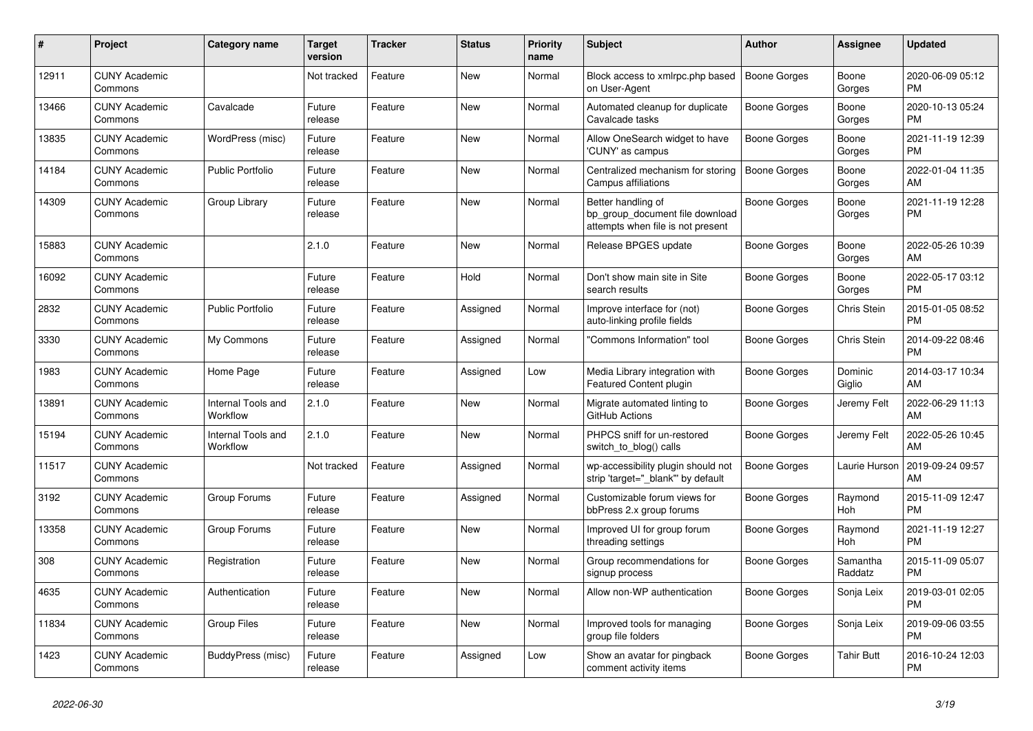| # | Project | Category name | Target version | Tracker | Status | Priority name | Subject | Author | Assignee | Updated |
|---|---|---|---|---|---|---|---|---|---|---|
| 12911 | CUNY Academic Commons |  | Not tracked | Feature | New | Normal | Block access to xmlrpc.php based on User-Agent | Boone Gorges | Boone Gorges | 2020-06-09 05:12 PM |
| 13466 | CUNY Academic Commons | Cavalcade | Future release | Feature | New | Normal | Automated cleanup for duplicate Cavalcade tasks | Boone Gorges | Boone Gorges | 2020-10-13 05:24 PM |
| 13835 | CUNY Academic Commons | WordPress (misc) | Future release | Feature | New | Normal | Allow OneSearch widget to have 'CUNY' as campus | Boone Gorges | Boone Gorges | 2021-11-19 12:39 PM |
| 14184 | CUNY Academic Commons | Public Portfolio | Future release | Feature | New | Normal | Centralized mechanism for storing Campus affiliations | Boone Gorges | Boone Gorges | 2022-01-04 11:35 AM |
| 14309 | CUNY Academic Commons | Group Library | Future release | Feature | New | Normal | Better handling of bp_group_document file download attempts when file is not present | Boone Gorges | Boone Gorges | 2021-11-19 12:28 PM |
| 15883 | CUNY Academic Commons |  | 2.1.0 | Feature | New | Normal | Release BPGES update | Boone Gorges | Boone Gorges | 2022-05-26 10:39 AM |
| 16092 | CUNY Academic Commons |  | Future release | Feature | Hold | Normal | Don't show main site in Site search results | Boone Gorges | Boone Gorges | 2022-05-17 03:12 PM |
| 2832 | CUNY Academic Commons | Public Portfolio | Future release | Feature | Assigned | Normal | Improve interface for (not) auto-linking profile fields | Boone Gorges | Chris Stein | 2015-01-05 08:52 PM |
| 3330 | CUNY Academic Commons | My Commons | Future release | Feature | Assigned | Normal | "Commons Information" tool | Boone Gorges | Chris Stein | 2014-09-22 08:46 PM |
| 1983 | CUNY Academic Commons | Home Page | Future release | Feature | Assigned | Low | Media Library integration with Featured Content plugin | Boone Gorges | Dominic Giglio | 2014-03-17 10:34 AM |
| 13891 | CUNY Academic Commons | Internal Tools and Workflow | 2.1.0 | Feature | New | Normal | Migrate automated linting to GitHub Actions | Boone Gorges | Jeremy Felt | 2022-06-29 11:13 AM |
| 15194 | CUNY Academic Commons | Internal Tools and Workflow | 2.1.0 | Feature | New | Normal | PHPCS sniff for un-restored switch_to_blog() calls | Boone Gorges | Jeremy Felt | 2022-05-26 10:45 AM |
| 11517 | CUNY Academic Commons |  | Not tracked | Feature | Assigned | Normal | wp-accessibility plugin should not strip 'target="_blank"' by default | Boone Gorges | Laurie Hurson | 2019-09-24 09:57 AM |
| 3192 | CUNY Academic Commons | Group Forums | Future release | Feature | Assigned | Normal | Customizable forum views for bbPress 2.x group forums | Boone Gorges | Raymond Hoh | 2015-11-09 12:47 PM |
| 13358 | CUNY Academic Commons | Group Forums | Future release | Feature | New | Normal | Improved UI for group forum threading settings | Boone Gorges | Raymond Hoh | 2021-11-19 12:27 PM |
| 308 | CUNY Academic Commons | Registration | Future release | Feature | New | Normal | Group recommendations for signup process | Boone Gorges | Samantha Raddatz | 2015-11-09 05:07 PM |
| 4635 | CUNY Academic Commons | Authentication | Future release | Feature | New | Normal | Allow non-WP authentication | Boone Gorges | Sonja Leix | 2019-03-01 02:05 PM |
| 11834 | CUNY Academic Commons | Group Files | Future release | Feature | New | Normal | Improved tools for managing group file folders | Boone Gorges | Sonja Leix | 2019-09-06 03:55 PM |
| 1423 | CUNY Academic Commons | BuddyPress (misc) | Future release | Feature | Assigned | Low | Show an avatar for pingback comment activity items | Boone Gorges | Tahir Butt | 2016-10-24 12:03 PM |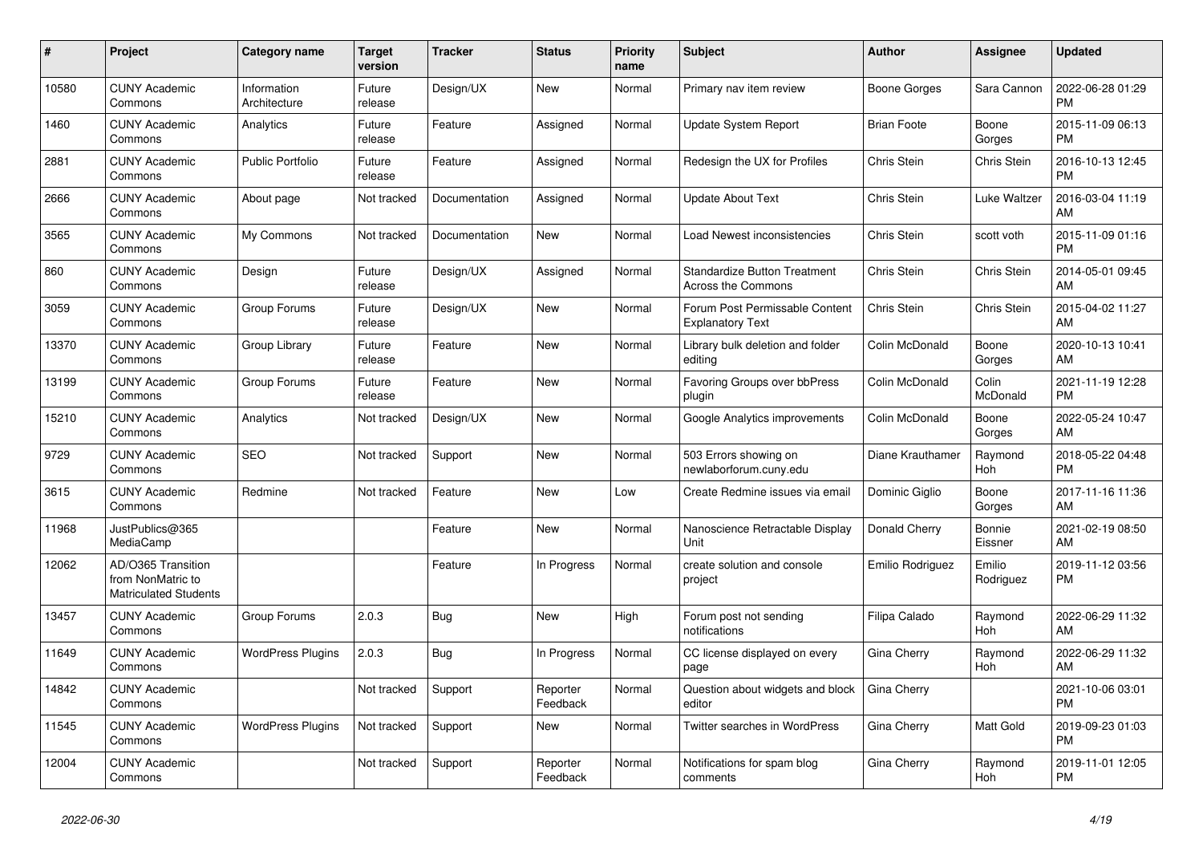| # | Project | Category name | Target version | Tracker | Status | Priority name | Subject | Author | Assignee | Updated |
|---|---|---|---|---|---|---|---|---|---|---|
| 10580 | CUNY Academic Commons | Information Architecture | Future release | Design/UX | New | Normal | Primary nav item review | Boone Gorges | Sara Cannon | 2022-06-28 01:29 PM |
| 1460 | CUNY Academic Commons | Analytics | Future release | Feature | Assigned | Normal | Update System Report | Brian Foote | Boone Gorges | 2015-11-09 06:13 PM |
| 2881 | CUNY Academic Commons | Public Portfolio | Future release | Feature | Assigned | Normal | Redesign the UX for Profiles | Chris Stein | Chris Stein | 2016-10-13 12:45 PM |
| 2666 | CUNY Academic Commons | About page | Not tracked | Documentation | Assigned | Normal | Update About Text | Chris Stein | Luke Waltzer | 2016-03-04 11:19 AM |
| 3565 | CUNY Academic Commons | My Commons | Not tracked | Documentation | New | Normal | Load Newest inconsistencies | Chris Stein | scott voth | 2015-11-09 01:16 PM |
| 860 | CUNY Academic Commons | Design | Future release | Design/UX | Assigned | Normal | Standardize Button Treatment Across the Commons | Chris Stein | Chris Stein | 2014-05-01 09:45 AM |
| 3059 | CUNY Academic Commons | Group Forums | Future release | Design/UX | New | Normal | Forum Post Permissable Content Explanatory Text | Chris Stein | Chris Stein | 2015-04-02 11:27 AM |
| 13370 | CUNY Academic Commons | Group Library | Future release | Feature | New | Normal | Library bulk deletion and folder editing | Colin McDonald | Boone Gorges | 2020-10-13 10:41 AM |
| 13199 | CUNY Academic Commons | Group Forums | Future release | Feature | New | Normal | Favoring Groups over bbPress plugin | Colin McDonald | Colin McDonald | 2021-11-19 12:28 PM |
| 15210 | CUNY Academic Commons | Analytics | Not tracked | Design/UX | New | Normal | Google Analytics improvements | Colin McDonald | Boone Gorges | 2022-05-24 10:47 AM |
| 9729 | CUNY Academic Commons | SEO | Not tracked | Support | New | Normal | 503 Errors showing on newlaborforum.cuny.edu | Diane Krauthamer | Raymond Hoh | 2018-05-22 04:48 PM |
| 3615 | CUNY Academic Commons | Redmine | Not tracked | Feature | New | Low | Create Redmine issues via email | Dominic Giglio | Boone Gorges | 2017-11-16 11:36 AM |
| 11968 | JustPublics@365 MediaCamp | | | Feature | New | Normal | Nanoscience Retractable Display Unit | Donald Cherry | Bonnie Eissner | 2021-02-19 08:50 AM |
| 12062 | AD/O365 Transition from NonMatric to Matriculated Students | | | Feature | In Progress | Normal | create solution and console project | Emilio Rodriguez | Emilio Rodriguez | 2019-11-12 03:56 PM |
| 13457 | CUNY Academic Commons | Group Forums | 2.0.3 | Bug | New | High | Forum post not sending notifications | Filipa Calado | Raymond Hoh | 2022-06-29 11:32 AM |
| 11649 | CUNY Academic Commons | WordPress Plugins | 2.0.3 | Bug | In Progress | Normal | CC license displayed on every page | Gina Cherry | Raymond Hoh | 2022-06-29 11:32 AM |
| 14842 | CUNY Academic Commons | | Not tracked | Support | Reporter Feedback | Normal | Question about widgets and block editor | Gina Cherry | | 2021-10-06 03:01 PM |
| 11545 | CUNY Academic Commons | WordPress Plugins | Not tracked | Support | New | Normal | Twitter searches in WordPress | Gina Cherry | Matt Gold | 2019-09-23 01:03 PM |
| 12004 | CUNY Academic Commons | | Not tracked | Support | Reporter Feedback | Normal | Notifications for spam blog comments | Gina Cherry | Raymond Hoh | 2019-11-01 12:05 PM |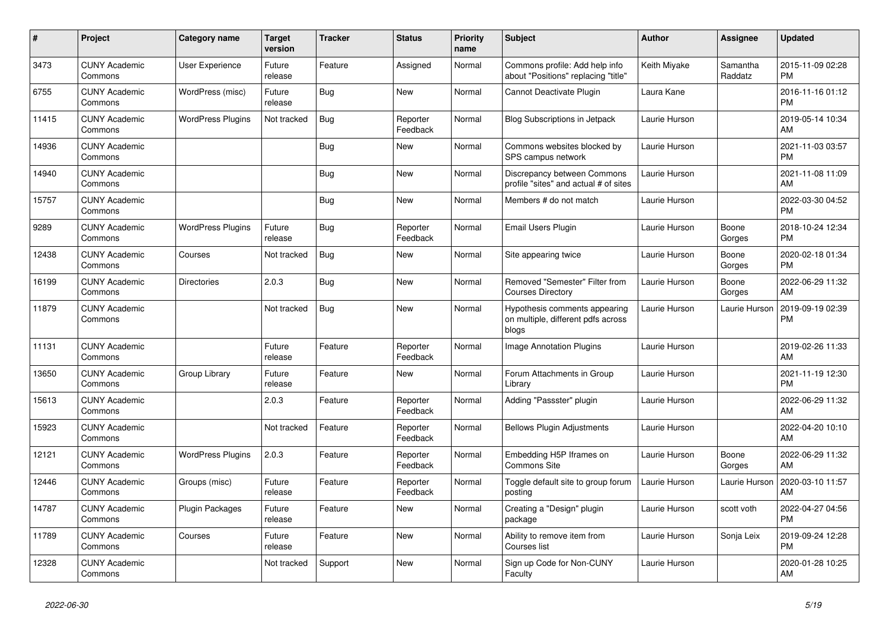| # | Project | Category name | Target version | Tracker | Status | Priority name | Subject | Author | Assignee | Updated |
|---|---|---|---|---|---|---|---|---|---|---|
| 3473 | CUNY Academic Commons | User Experience | Future release | Feature | Assigned | Normal | Commons profile: Add help info about "Positions" replacing "title" | Keith Miyake | Samantha Raddatz | 2015-11-09 02:28 PM |
| 6755 | CUNY Academic Commons | WordPress (misc) | Future release | Bug | New | Normal | Cannot Deactivate Plugin | Laura Kane | | 2016-11-16 01:12 PM |
| 11415 | CUNY Academic Commons | WordPress Plugins | Not tracked | Bug | Reporter Feedback | Normal | Blog Subscriptions in Jetpack | Laurie Hurson | | 2019-05-14 10:34 AM |
| 14936 | CUNY Academic Commons | | | Bug | New | Normal | Commons websites blocked by SPS campus network | Laurie Hurson | | 2021-11-03 03:57 PM |
| 14940 | CUNY Academic Commons | | | Bug | New | Normal | Discrepancy between Commons profile "sites" and actual # of sites | Laurie Hurson | | 2021-11-08 11:09 AM |
| 15757 | CUNY Academic Commons | | | Bug | New | Normal | Members # do not match | Laurie Hurson | | 2022-03-30 04:52 PM |
| 9289 | CUNY Academic Commons | WordPress Plugins | Future release | Bug | Reporter Feedback | Normal | Email Users Plugin | Laurie Hurson | Boone Gorges | 2018-10-24 12:34 PM |
| 12438 | CUNY Academic Commons | Courses | Not tracked | Bug | New | Normal | Site appearing twice | Laurie Hurson | Boone Gorges | 2020-02-18 01:34 PM |
| 16199 | CUNY Academic Commons | Directories | 2.0.3 | Bug | New | Normal | Removed "Semester" Filter from Courses Directory | Laurie Hurson | Boone Gorges | 2022-06-29 11:32 AM |
| 11879 | CUNY Academic Commons | | Not tracked | Bug | New | Normal | Hypothesis comments appearing on multiple, different pdfs across blogs | Laurie Hurson | Laurie Hurson | 2019-09-19 02:39 PM |
| 11131 | CUNY Academic Commons | | Future release | Feature | Reporter Feedback | Normal | Image Annotation Plugins | Laurie Hurson | | 2019-02-26 11:33 AM |
| 13650 | CUNY Academic Commons | Group Library | Future release | Feature | New | Normal | Forum Attachments in Group Library | Laurie Hurson | | 2021-11-19 12:30 PM |
| 15613 | CUNY Academic Commons | | 2.0.3 | Feature | Reporter Feedback | Normal | Adding "Passster" plugin | Laurie Hurson | | 2022-06-29 11:32 AM |
| 15923 | CUNY Academic Commons | | Not tracked | Feature | Reporter Feedback | Normal | Bellows Plugin Adjustments | Laurie Hurson | | 2022-04-20 10:10 AM |
| 12121 | CUNY Academic Commons | WordPress Plugins | 2.0.3 | Feature | Reporter Feedback | Normal | Embedding H5P Iframes on Commons Site | Laurie Hurson | Boone Gorges | 2022-06-29 11:32 AM |
| 12446 | CUNY Academic Commons | Groups (misc) | Future release | Feature | Reporter Feedback | Normal | Toggle default site to group forum posting | Laurie Hurson | Laurie Hurson | 2020-03-10 11:57 AM |
| 14787 | CUNY Academic Commons | Plugin Packages | Future release | Feature | New | Normal | Creating a "Design" plugin package | Laurie Hurson | scott voth | 2022-04-27 04:56 PM |
| 11789 | CUNY Academic Commons | Courses | Future release | Feature | New | Normal | Ability to remove item from Courses list | Laurie Hurson | Sonja Leix | 2019-09-24 12:28 PM |
| 12328 | CUNY Academic Commons | | Not tracked | Support | New | Normal | Sign up Code for Non-CUNY Faculty | Laurie Hurson | | 2020-01-28 10:25 AM |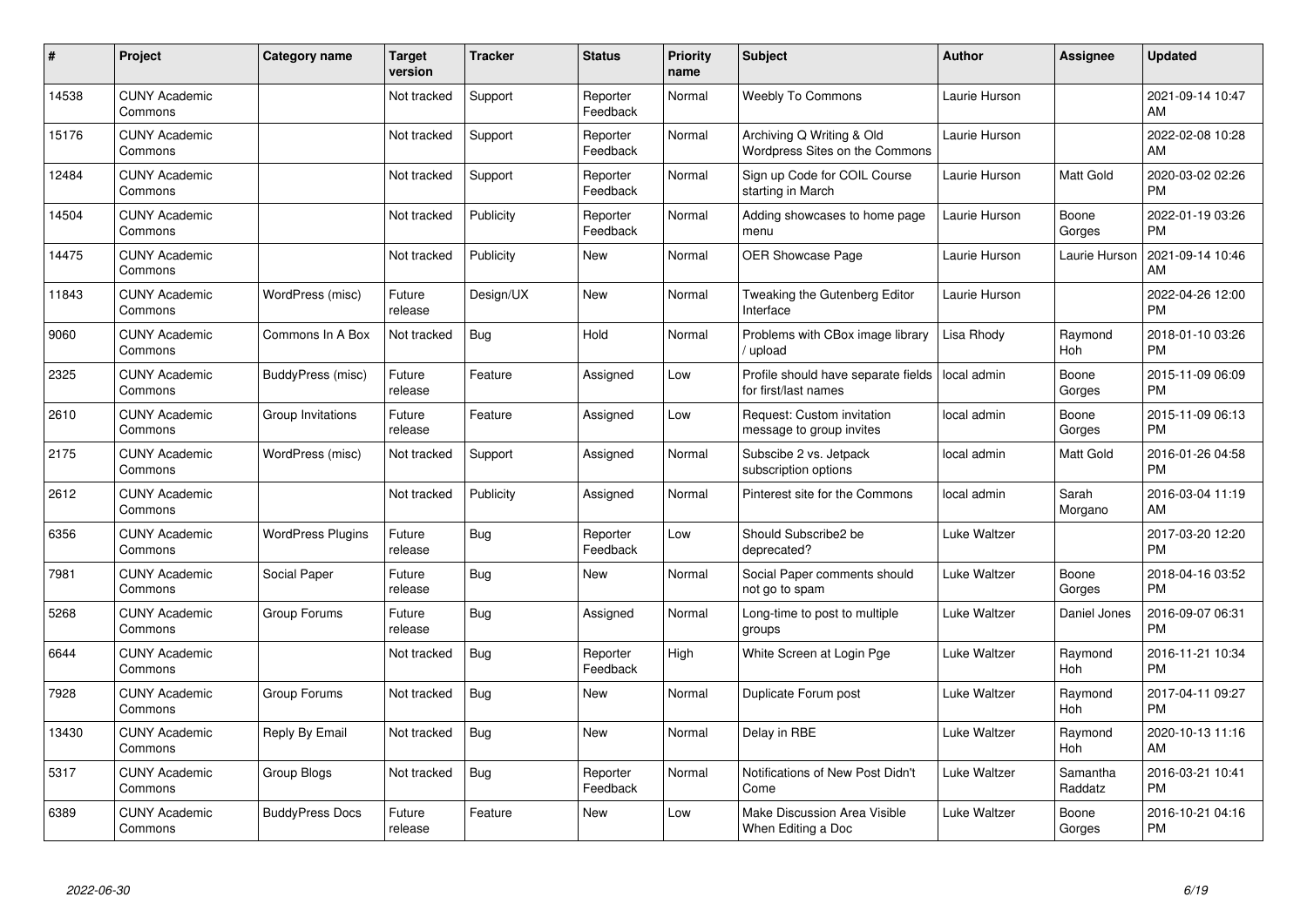| # | Project | Category name | Target version | Tracker | Status | Priority name | Subject | Author | Assignee | Updated |
|---|---|---|---|---|---|---|---|---|---|---|
| 14538 | CUNY Academic Commons | | Not tracked | Support | Reporter Feedback | Normal | Weebly To Commons | Laurie Hurson | | 2021-09-14 10:47 AM |
| 15176 | CUNY Academic Commons | | Not tracked | Support | Reporter Feedback | Normal | Archiving Q Writing & Old Wordpress Sites on the Commons | Laurie Hurson | | 2022-02-08 10:28 AM |
| 12484 | CUNY Academic Commons | | Not tracked | Support | Reporter Feedback | Normal | Sign up Code for COIL Course starting in March | Laurie Hurson | Matt Gold | 2020-03-02 02:26 PM |
| 14504 | CUNY Academic Commons | | Not tracked | Publicity | Reporter Feedback | Normal | Adding showcases to home page menu | Laurie Hurson | Boone Gorges | 2022-01-19 03:26 PM |
| 14475 | CUNY Academic Commons | | Not tracked | Publicity | New | Normal | OER Showcase Page | Laurie Hurson | Laurie Hurson | 2021-09-14 10:46 AM |
| 11843 | CUNY Academic Commons | WordPress (misc) | Future release | Design/UX | New | Normal | Tweaking the Gutenberg Editor Interface | Laurie Hurson | | 2022-04-26 12:00 PM |
| 9060 | CUNY Academic Commons | Commons In A Box | Not tracked | Bug | Hold | Normal | Problems with CBox image library / upload | Lisa Rhody | Raymond Hoh | 2018-01-10 03:26 PM |
| 2325 | CUNY Academic Commons | BuddyPress (misc) | Future release | Feature | Assigned | Low | Profile should have separate fields for first/last names | local admin | Boone Gorges | 2015-11-09 06:09 PM |
| 2610 | CUNY Academic Commons | Group Invitations | Future release | Feature | Assigned | Low | Request: Custom invitation message to group invites | local admin | Boone Gorges | 2015-11-09 06:13 PM |
| 2175 | CUNY Academic Commons | WordPress (misc) | Not tracked | Support | Assigned | Normal | Subscibe 2 vs. Jetpack subscription options | local admin | Matt Gold | 2016-01-26 04:58 PM |
| 2612 | CUNY Academic Commons | | Not tracked | Publicity | Assigned | Normal | Pinterest site for the Commons | local admin | Sarah Morgano | 2016-03-04 11:19 AM |
| 6356 | CUNY Academic Commons | WordPress Plugins | Future release | Bug | Reporter Feedback | Low | Should Subscribe2 be deprecated? | Luke Waltzer | | 2017-03-20 12:20 PM |
| 7981 | CUNY Academic Commons | Social Paper | Future release | Bug | New | Normal | Social Paper comments should not go to spam | Luke Waltzer | Boone Gorges | 2018-04-16 03:52 PM |
| 5268 | CUNY Academic Commons | Group Forums | Future release | Bug | Assigned | Normal | Long-time to post to multiple groups | Luke Waltzer | Daniel Jones | 2016-09-07 06:31 PM |
| 6644 | CUNY Academic Commons | | Not tracked | Bug | Reporter Feedback | High | White Screen at Login Pge | Luke Waltzer | Raymond Hoh | 2016-11-21 10:34 PM |
| 7928 | CUNY Academic Commons | Group Forums | Not tracked | Bug | New | Normal | Duplicate Forum post | Luke Waltzer | Raymond Hoh | 2017-04-11 09:27 PM |
| 13430 | CUNY Academic Commons | Reply By Email | Not tracked | Bug | New | Normal | Delay in RBE | Luke Waltzer | Raymond Hoh | 2020-10-13 11:16 AM |
| 5317 | CUNY Academic Commons | Group Blogs | Not tracked | Bug | Reporter Feedback | Normal | Notifications of New Post Didn't Come | Luke Waltzer | Samantha Raddatz | 2016-03-21 10:41 PM |
| 6389 | CUNY Academic Commons | BuddyPress Docs | Future release | Feature | New | Low | Make Discussion Area Visible When Editing a Doc | Luke Waltzer | Boone Gorges | 2016-10-21 04:16 PM |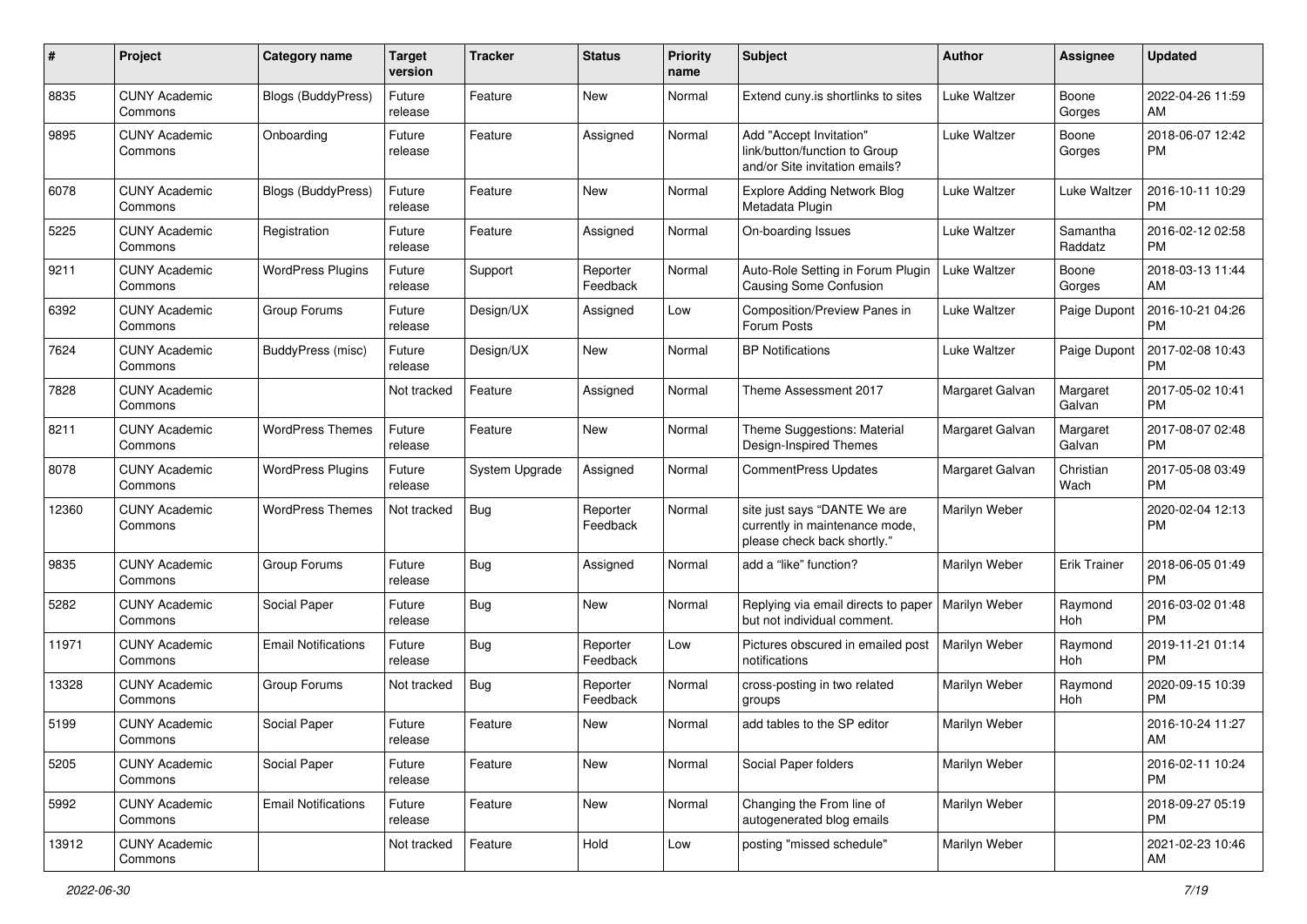| # | Project | Category name | Target version | Tracker | Status | Priority name | Subject | Author | Assignee | Updated |
|---|---|---|---|---|---|---|---|---|---|---|
| 8835 | CUNY Academic Commons | Blogs (BuddyPress) | Future release | Feature | New | Normal | Extend cuny.is shortlinks to sites | Luke Waltzer | Boone Gorges | 2022-04-26 11:59 AM |
| 9895 | CUNY Academic Commons | Onboarding | Future release | Feature | Assigned | Normal | Add "Accept Invitation" link/button/function to Group and/or Site invitation emails? | Luke Waltzer | Boone Gorges | 2018-06-07 12:42 PM |
| 6078 | CUNY Academic Commons | Blogs (BuddyPress) | Future release | Feature | New | Normal | Explore Adding Network Blog Metadata Plugin | Luke Waltzer | Luke Waltzer | 2016-10-11 10:29 PM |
| 5225 | CUNY Academic Commons | Registration | Future release | Feature | Assigned | Normal | On-boarding Issues | Luke Waltzer | Samantha Raddatz | 2016-02-12 02:58 PM |
| 9211 | CUNY Academic Commons | WordPress Plugins | Future release | Support | Reporter Feedback | Normal | Auto-Role Setting in Forum Plugin Causing Some Confusion | Luke Waltzer | Boone Gorges | 2018-03-13 11:44 AM |
| 6392 | CUNY Academic Commons | Group Forums | Future release | Design/UX | Assigned | Low | Composition/Preview Panes in Forum Posts | Luke Waltzer | Paige Dupont | 2016-10-21 04:26 PM |
| 7624 | CUNY Academic Commons | BuddyPress (misc) | Future release | Design/UX | New | Normal | BP Notifications | Luke Waltzer | Paige Dupont | 2017-02-08 10:43 PM |
| 7828 | CUNY Academic Commons | | Not tracked | Feature | Assigned | Normal | Theme Assessment 2017 | Margaret Galvan | Margaret Galvan | 2017-05-02 10:41 PM |
| 8211 | CUNY Academic Commons | WordPress Themes | Future release | Feature | New | Normal | Theme Suggestions: Material Design-Inspired Themes | Margaret Galvan | Margaret Galvan | 2017-08-07 02:48 PM |
| 8078 | CUNY Academic Commons | WordPress Plugins | Future release | System Upgrade | Assigned | Normal | CommentPress Updates | Margaret Galvan | Christian Wach | 2017-05-08 03:49 PM |
| 12360 | CUNY Academic Commons | WordPress Themes | Not tracked | Bug | Reporter Feedback | Normal | site just says "DANTE We are currently in maintenance mode, please check back shortly." | Marilyn Weber | | 2020-02-04 12:13 PM |
| 9835 | CUNY Academic Commons | Group Forums | Future release | Bug | Assigned | Normal | add a "like" function? | Marilyn Weber | Erik Trainer | 2018-06-05 01:49 PM |
| 5282 | CUNY Academic Commons | Social Paper | Future release | Bug | New | Normal | Replying via email directs to paper but not individual comment. | Marilyn Weber | Raymond Hoh | 2016-03-02 01:48 PM |
| 11971 | CUNY Academic Commons | Email Notifications | Future release | Bug | Reporter Feedback | Low | Pictures obscured in emailed post notifications | Marilyn Weber | Raymond Hoh | 2019-11-21 01:14 PM |
| 13328 | CUNY Academic Commons | Group Forums | Not tracked | Bug | Reporter Feedback | Normal | cross-posting in two related groups | Marilyn Weber | Raymond Hoh | 2020-09-15 10:39 PM |
| 5199 | CUNY Academic Commons | Social Paper | Future release | Feature | New | Normal | add tables to the SP editor | Marilyn Weber | | 2016-10-24 11:27 AM |
| 5205 | CUNY Academic Commons | Social Paper | Future release | Feature | New | Normal | Social Paper folders | Marilyn Weber | | 2016-02-11 10:24 PM |
| 5992 | CUNY Academic Commons | Email Notifications | Future release | Feature | New | Normal | Changing the From line of autogenerated blog emails | Marilyn Weber | | 2018-09-27 05:19 PM |
| 13912 | CUNY Academic Commons | | Not tracked | Feature | Hold | Low | posting "missed schedule" | Marilyn Weber | | 2021-02-23 10:46 AM |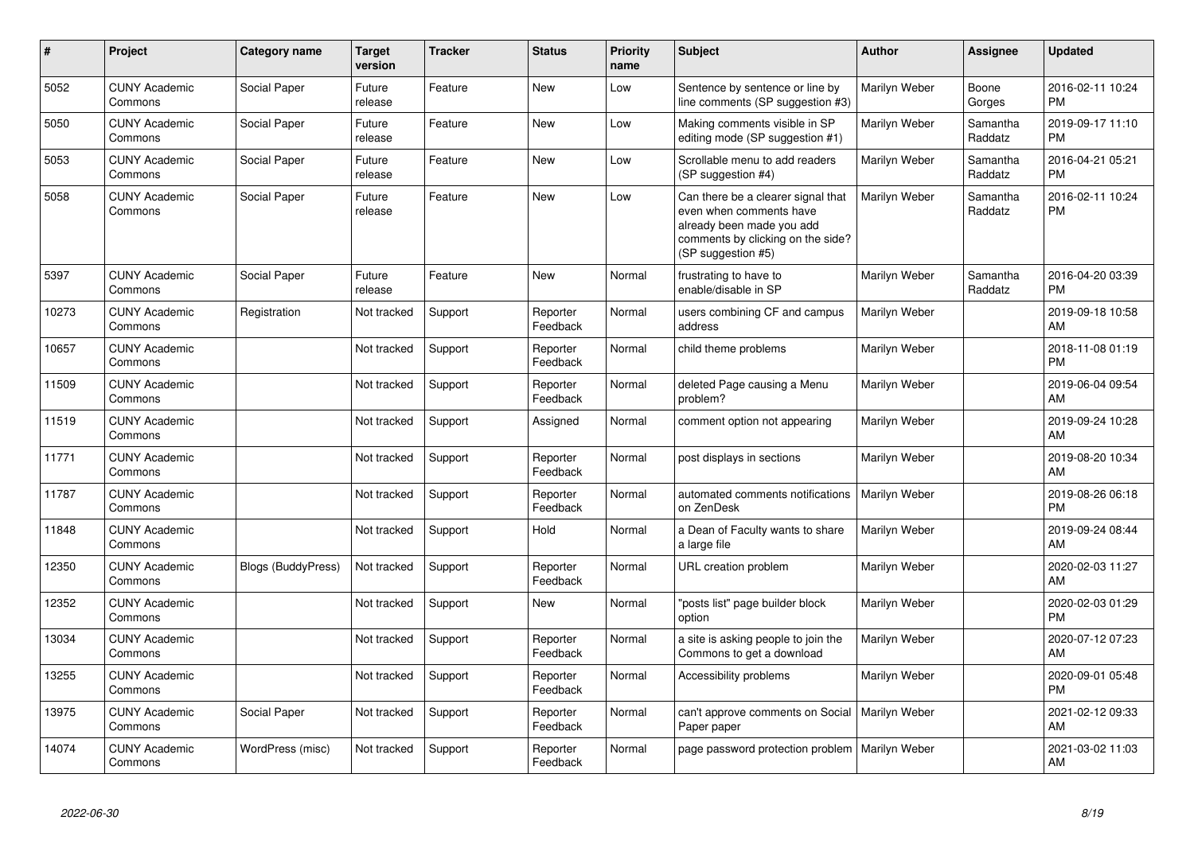| # | Project | Category name | Target version | Tracker | Status | Priority name | Subject | Author | Assignee | Updated |
|---|---|---|---|---|---|---|---|---|---|---|
| 5052 | CUNY Academic Commons | Social Paper | Future release | Feature | New | Low | Sentence by sentence or line by line comments (SP suggestion #3) | Marilyn Weber | Boone Gorges | 2016-02-11 10:24 PM |
| 5050 | CUNY Academic Commons | Social Paper | Future release | Feature | New | Low | Making comments visible in SP editing mode (SP suggestion #1) | Marilyn Weber | Samantha Raddatz | 2019-09-17 11:10 PM |
| 5053 | CUNY Academic Commons | Social Paper | Future release | Feature | New | Low | Scrollable menu to add readers (SP suggestion #4) | Marilyn Weber | Samantha Raddatz | 2016-04-21 05:21 PM |
| 5058 | CUNY Academic Commons | Social Paper | Future release | Feature | New | Low | Can there be a clearer signal that even when comments have already been made you add comments by clicking on the side? (SP suggestion #5) | Marilyn Weber | Samantha Raddatz | 2016-02-11 10:24 PM |
| 5397 | CUNY Academic Commons | Social Paper | Future release | Feature | New | Normal | frustrating to have to enable/disable in SP | Marilyn Weber | Samantha Raddatz | 2016-04-20 03:39 PM |
| 10273 | CUNY Academic Commons | Registration | Not tracked | Support | Reporter Feedback | Normal | users combining CF and campus address | Marilyn Weber | | 2019-09-18 10:58 AM |
| 10657 | CUNY Academic Commons | | Not tracked | Support | Reporter Feedback | Normal | child theme problems | Marilyn Weber | | 2018-11-08 01:19 PM |
| 11509 | CUNY Academic Commons | | Not tracked | Support | Reporter Feedback | Normal | deleted Page causing a Menu problem? | Marilyn Weber | | 2019-06-04 09:54 AM |
| 11519 | CUNY Academic Commons | | Not tracked | Support | Assigned | Normal | comment option not appearing | Marilyn Weber | | 2019-09-24 10:28 AM |
| 11771 | CUNY Academic Commons | | Not tracked | Support | Reporter Feedback | Normal | post displays in sections | Marilyn Weber | | 2019-08-20 10:34 AM |
| 11787 | CUNY Academic Commons | | Not tracked | Support | Reporter Feedback | Normal | automated comments notifications on ZenDesk | Marilyn Weber | | 2019-08-26 06:18 PM |
| 11848 | CUNY Academic Commons | | Not tracked | Support | Hold | Normal | a Dean of Faculty wants to share a large file | Marilyn Weber | | 2019-09-24 08:44 AM |
| 12350 | CUNY Academic Commons | Blogs (BuddyPress) | Not tracked | Support | Reporter Feedback | Normal | URL creation problem | Marilyn Weber | | 2020-02-03 11:27 AM |
| 12352 | CUNY Academic Commons | | Not tracked | Support | New | Normal | "posts list" page builder block option | Marilyn Weber | | 2020-02-03 01:29 PM |
| 13034 | CUNY Academic Commons | | Not tracked | Support | Reporter Feedback | Normal | a site is asking people to join the Commons to get a download | Marilyn Weber | | 2020-07-12 07:23 AM |
| 13255 | CUNY Academic Commons | | Not tracked | Support | Reporter Feedback | Normal | Accessibility problems | Marilyn Weber | | 2020-09-01 05:48 PM |
| 13975 | CUNY Academic Commons | Social Paper | Not tracked | Support | Reporter Feedback | Normal | can't approve comments on Social Paper paper | Marilyn Weber | | 2021-02-12 09:33 AM |
| 14074 | CUNY Academic Commons | WordPress (misc) | Not tracked | Support | Reporter Feedback | Normal | page password protection problem | Marilyn Weber | | 2021-03-02 11:03 AM |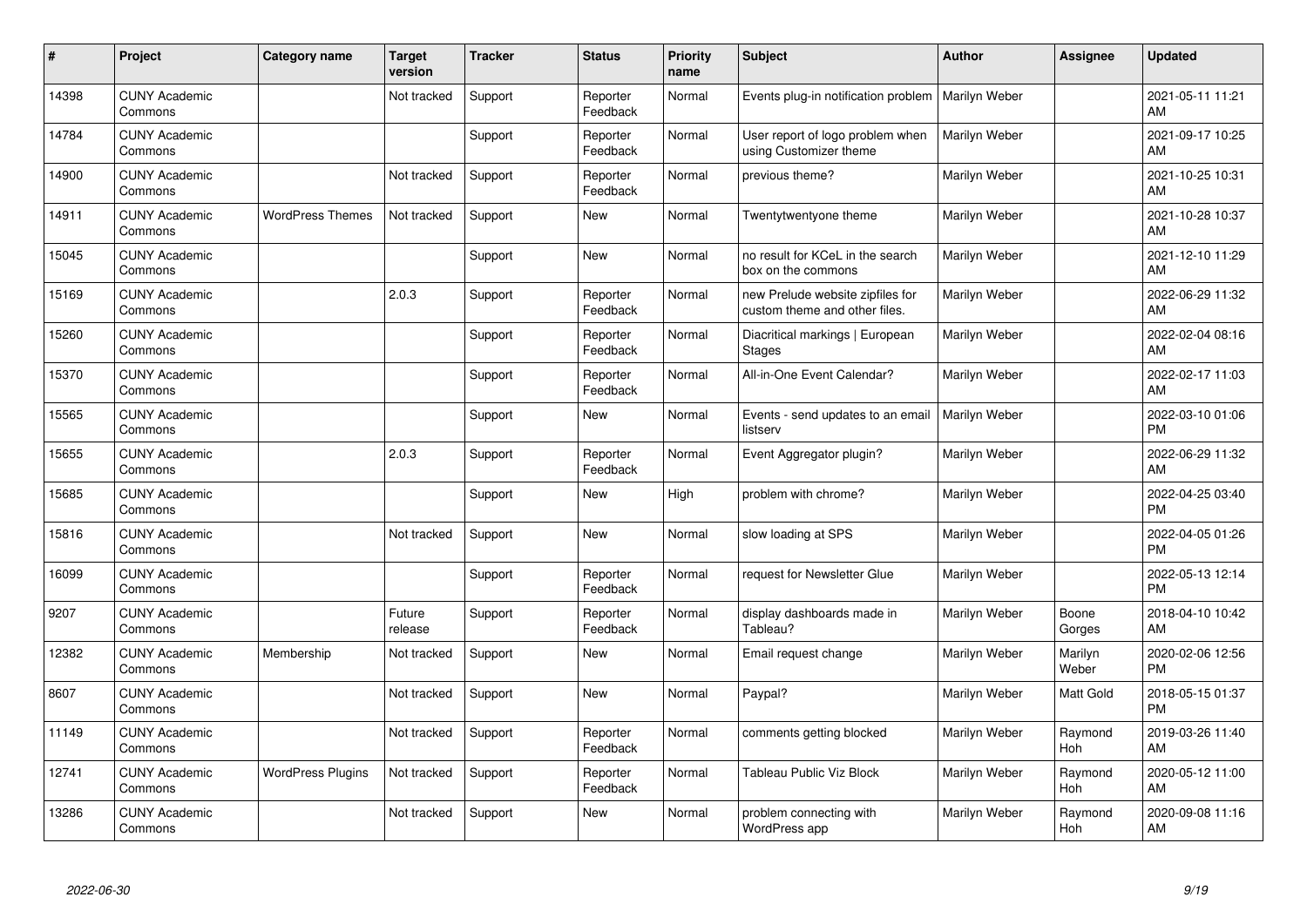| # | Project | Category name | Target version | Tracker | Status | Priority name | Subject | Author | Assignee | Updated |
|---|---|---|---|---|---|---|---|---|---|---|
| 14398 | CUNY Academic Commons | | Not tracked | Support | Reporter Feedback | Normal | Events plug-in notification problem | Marilyn Weber | | 2021-05-11 11:21 AM |
| 14784 | CUNY Academic Commons | | | Support | Reporter Feedback | Normal | User report of logo problem when using Customizer theme | Marilyn Weber | | 2021-09-17 10:25 AM |
| 14900 | CUNY Academic Commons | | Not tracked | Support | Reporter Feedback | Normal | previous theme? | Marilyn Weber | | 2021-10-25 10:31 AM |
| 14911 | CUNY Academic Commons | WordPress Themes | Not tracked | Support | New | Normal | Twentytwentyone theme | Marilyn Weber | | 2021-10-28 10:37 AM |
| 15045 | CUNY Academic Commons | | | Support | New | Normal | no result for KCeL in the search box on the commons | Marilyn Weber | | 2021-12-10 11:29 AM |
| 15169 | CUNY Academic Commons | | 2.0.3 | Support | Reporter Feedback | Normal | new Prelude website zipfiles for custom theme and other files. | Marilyn Weber | | 2022-06-29 11:32 AM |
| 15260 | CUNY Academic Commons | | | Support | Reporter Feedback | Normal | Diacritical markings \| European Stages | Marilyn Weber | | 2022-02-04 08:16 AM |
| 15370 | CUNY Academic Commons | | | Support | Reporter Feedback | Normal | All-in-One Event Calendar? | Marilyn Weber | | 2022-02-17 11:03 AM |
| 15565 | CUNY Academic Commons | | | Support | New | Normal | Events - send updates to an email listserv | Marilyn Weber | | 2022-03-10 01:06 PM |
| 15655 | CUNY Academic Commons | | 2.0.3 | Support | Reporter Feedback | Normal | Event Aggregator plugin? | Marilyn Weber | | 2022-06-29 11:32 AM |
| 15685 | CUNY Academic Commons | | | Support | New | High | problem with chrome? | Marilyn Weber | | 2022-04-25 03:40 PM |
| 15816 | CUNY Academic Commons | | Not tracked | Support | New | Normal | slow loading at SPS | Marilyn Weber | | 2022-04-05 01:26 PM |
| 16099 | CUNY Academic Commons | | | Support | Reporter Feedback | Normal | request for Newsletter Glue | Marilyn Weber | | 2022-05-13 12:14 PM |
| 9207 | CUNY Academic Commons | | Future release | Support | Reporter Feedback | Normal | display dashboards made in Tableau? | Marilyn Weber | Boone Gorges | 2018-04-10 10:42 AM |
| 12382 | CUNY Academic Commons | Membership | Not tracked | Support | New | Normal | Email request change | Marilyn Weber | Marilyn Weber | 2020-02-06 12:56 PM |
| 8607 | CUNY Academic Commons | | Not tracked | Support | New | Normal | Paypal? | Marilyn Weber | Matt Gold | 2018-05-15 01:37 PM |
| 11149 | CUNY Academic Commons | | Not tracked | Support | Reporter Feedback | Normal | comments getting blocked | Marilyn Weber | Raymond Hoh | 2019-03-26 11:40 AM |
| 12741 | CUNY Academic Commons | WordPress Plugins | Not tracked | Support | Reporter Feedback | Normal | Tableau Public Viz Block | Marilyn Weber | Raymond Hoh | 2020-05-12 11:00 AM |
| 13286 | CUNY Academic Commons | | Not tracked | Support | New | Normal | problem connecting with WordPress app | Marilyn Weber | Raymond Hoh | 2020-09-08 11:16 AM |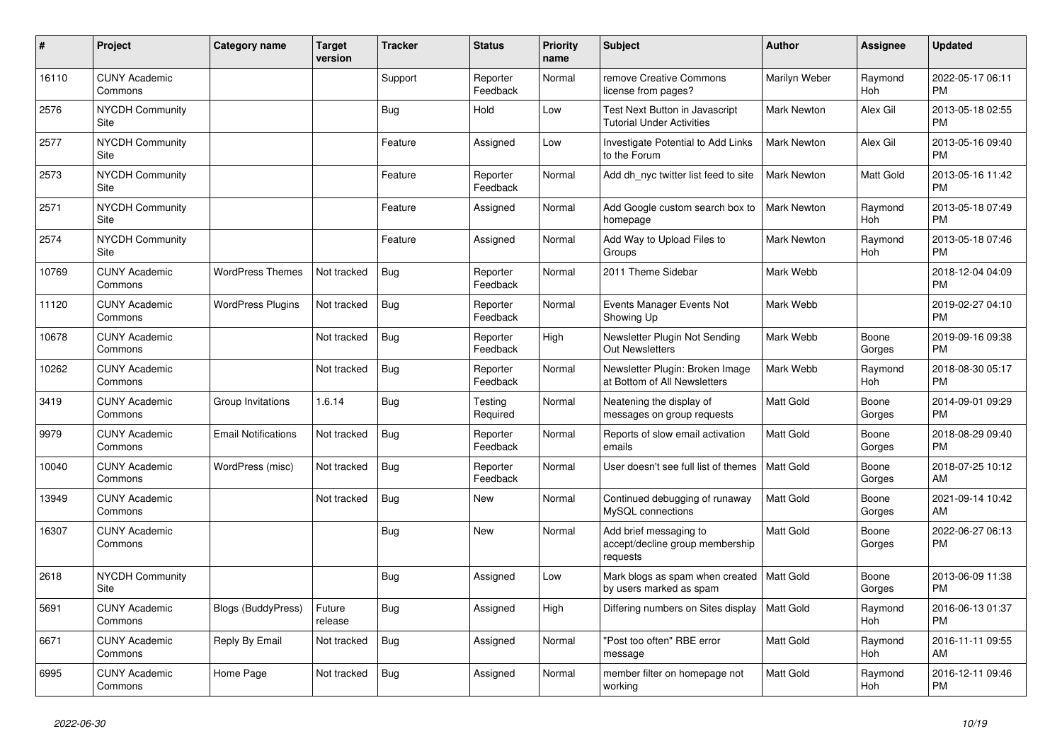| # | Project | Category name | Target version | Tracker | Status | Priority name | Subject | Author | Assignee | Updated |
|---|---|---|---|---|---|---|---|---|---|---|
| 16110 | CUNY Academic Commons | | | Support | Reporter Feedback | Normal | remove Creative Commons license from pages? | Marilyn Weber | Raymond Hoh | 2022-05-17 06:11 PM |
| 2576 | NYCDH Community Site | | | Bug | Hold | Low | Test Next Button in Javascript Tutorial Under Activities | Mark Newton | Alex Gil | 2013-05-18 02:55 PM |
| 2577 | NYCDH Community Site | | | Feature | Assigned | Low | Investigate Potential to Add Links to the Forum | Mark Newton | Alex Gil | 2013-05-16 09:40 PM |
| 2573 | NYCDH Community Site | | | Feature | Reporter Feedback | Normal | Add dh_nyc twitter list feed to site | Mark Newton | Matt Gold | 2013-05-16 11:42 PM |
| 2571 | NYCDH Community Site | | | Feature | Assigned | Normal | Add Google custom search box to homepage | Mark Newton | Raymond Hoh | 2013-05-18 07:49 PM |
| 2574 | NYCDH Community Site | | | Feature | Assigned | Normal | Add Way to Upload Files to Groups | Mark Newton | Raymond Hoh | 2013-05-18 07:46 PM |
| 10769 | CUNY Academic Commons | WordPress Themes | Not tracked | Bug | Reporter Feedback | Normal | 2011 Theme Sidebar | Mark Webb | | 2018-12-04 04:09 PM |
| 11120 | CUNY Academic Commons | WordPress Plugins | Not tracked | Bug | Reporter Feedback | Normal | Events Manager Events Not Showing Up | Mark Webb | | 2019-02-27 04:10 PM |
| 10678 | CUNY Academic Commons | | Not tracked | Bug | Reporter Feedback | High | Newsletter Plugin Not Sending Out Newsletters | Mark Webb | Boone Gorges | 2019-09-16 09:38 PM |
| 10262 | CUNY Academic Commons | | Not tracked | Bug | Reporter Feedback | Normal | Newsletter Plugin: Broken Image at Bottom of All Newsletters | Mark Webb | Raymond Hoh | 2018-08-30 05:17 PM |
| 3419 | CUNY Academic Commons | Group Invitations | 1.6.14 | Bug | Testing Required | Normal | Neatening the display of messages on group requests | Matt Gold | Boone Gorges | 2014-09-01 09:29 PM |
| 9979 | CUNY Academic Commons | Email Notifications | Not tracked | Bug | Reporter Feedback | Normal | Reports of slow email activation emails | Matt Gold | Boone Gorges | 2018-08-29 09:40 PM |
| 10040 | CUNY Academic Commons | WordPress (misc) | Not tracked | Bug | Reporter Feedback | Normal | User doesn't see full list of themes | Matt Gold | Boone Gorges | 2018-07-25 10:12 AM |
| 13949 | CUNY Academic Commons | | Not tracked | Bug | New | Normal | Continued debugging of runaway MySQL connections | Matt Gold | Boone Gorges | 2021-09-14 10:42 AM |
| 16307 | CUNY Academic Commons | | | Bug | New | Normal | Add brief messaging to accept/decline group membership requests | Matt Gold | Boone Gorges | 2022-06-27 06:13 PM |
| 2618 | NYCDH Community Site | | | Bug | Assigned | Low | Mark blogs as spam when created by users marked as spam | Matt Gold | Boone Gorges | 2013-06-09 11:38 PM |
| 5691 | CUNY Academic Commons | Blogs (BuddyPress) | Future release | Bug | Assigned | High | Differing numbers on Sites display | Matt Gold | Raymond Hoh | 2016-06-13 01:37 PM |
| 6671 | CUNY Academic Commons | Reply By Email | Not tracked | Bug | Assigned | Normal | "Post too often" RBE error message | Matt Gold | Raymond Hoh | 2016-11-11 09:55 AM |
| 6995 | CUNY Academic Commons | Home Page | Not tracked | Bug | Assigned | Normal | member filter on homepage not working | Matt Gold | Raymond Hoh | 2016-12-11 09:46 PM |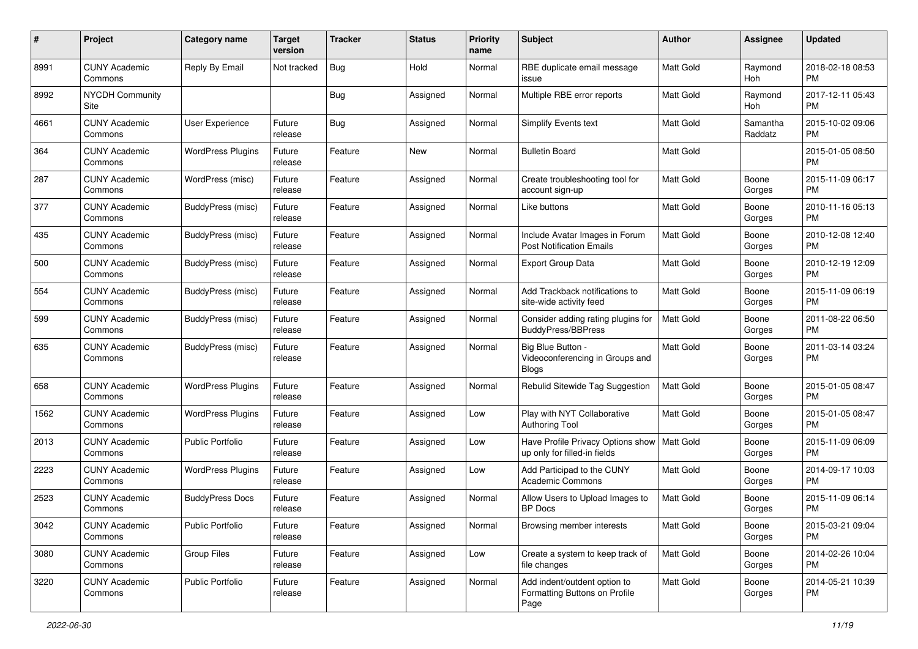| # | Project | Category name | Target version | Tracker | Status | Priority name | Subject | Author | Assignee | Updated |
|---|---|---|---|---|---|---|---|---|---|---|
| 8991 | CUNY Academic Commons | Reply By Email | Not tracked | Bug | Hold | Normal | RBE duplicate email message issue | Matt Gold | Raymond Hoh | 2018-02-18 08:53 PM |
| 8992 | NYCDH Community Site | | | Bug | Assigned | Normal | Multiple RBE error reports | Matt Gold | Raymond Hoh | 2017-12-11 05:43 PM |
| 4661 | CUNY Academic Commons | User Experience | Future release | Bug | Assigned | Normal | Simplify Events text | Matt Gold | Samantha Raddatz | 2015-10-02 09:06 PM |
| 364 | CUNY Academic Commons | WordPress Plugins | Future release | Feature | New | Normal | Bulletin Board | Matt Gold | | 2015-01-05 08:50 PM |
| 287 | CUNY Academic Commons | WordPress (misc) | Future release | Feature | Assigned | Normal | Create troubleshooting tool for account sign-up | Matt Gold | Boone Gorges | 2015-11-09 06:17 PM |
| 377 | CUNY Academic Commons | BuddyPress (misc) | Future release | Feature | Assigned | Normal | Like buttons | Matt Gold | Boone Gorges | 2010-11-16 05:13 PM |
| 435 | CUNY Academic Commons | BuddyPress (misc) | Future release | Feature | Assigned | Normal | Include Avatar Images in Forum Post Notification Emails | Matt Gold | Boone Gorges | 2010-12-08 12:40 PM |
| 500 | CUNY Academic Commons | BuddyPress (misc) | Future release | Feature | Assigned | Normal | Export Group Data | Matt Gold | Boone Gorges | 2010-12-19 12:09 PM |
| 554 | CUNY Academic Commons | BuddyPress (misc) | Future release | Feature | Assigned | Normal | Add Trackback notifications to site-wide activity feed | Matt Gold | Boone Gorges | 2015-11-09 06:19 PM |
| 599 | CUNY Academic Commons | BuddyPress (misc) | Future release | Feature | Assigned | Normal | Consider adding rating plugins for BuddyPress/BBPress | Matt Gold | Boone Gorges | 2011-08-22 06:50 PM |
| 635 | CUNY Academic Commons | BuddyPress (misc) | Future release | Feature | Assigned | Normal | Big Blue Button - Videoconferencing in Groups and Blogs | Matt Gold | Boone Gorges | 2011-03-14 03:24 PM |
| 658 | CUNY Academic Commons | WordPress Plugins | Future release | Feature | Assigned | Normal | Rebulid Sitewide Tag Suggestion | Matt Gold | Boone Gorges | 2015-01-05 08:47 PM |
| 1562 | CUNY Academic Commons | WordPress Plugins | Future release | Feature | Assigned | Low | Play with NYT Collaborative Authoring Tool | Matt Gold | Boone Gorges | 2015-01-05 08:47 PM |
| 2013 | CUNY Academic Commons | Public Portfolio | Future release | Feature | Assigned | Low | Have Profile Privacy Options show up only for filled-in fields | Matt Gold | Boone Gorges | 2015-11-09 06:09 PM |
| 2223 | CUNY Academic Commons | WordPress Plugins | Future release | Feature | Assigned | Low | Add Participad to the CUNY Academic Commons | Matt Gold | Boone Gorges | 2014-09-17 10:03 PM |
| 2523 | CUNY Academic Commons | BuddyPress Docs | Future release | Feature | Assigned | Normal | Allow Users to Upload Images to BP Docs | Matt Gold | Boone Gorges | 2015-11-09 06:14 PM |
| 3042 | CUNY Academic Commons | Public Portfolio | Future release | Feature | Assigned | Normal | Browsing member interests | Matt Gold | Boone Gorges | 2015-03-21 09:04 PM |
| 3080 | CUNY Academic Commons | Group Files | Future release | Feature | Assigned | Low | Create a system to keep track of file changes | Matt Gold | Boone Gorges | 2014-02-26 10:04 PM |
| 3220 | CUNY Academic Commons | Public Portfolio | Future release | Feature | Assigned | Normal | Add indent/outdent option to Formatting Buttons on Profile Page | Matt Gold | Boone Gorges | 2014-05-21 10:39 PM |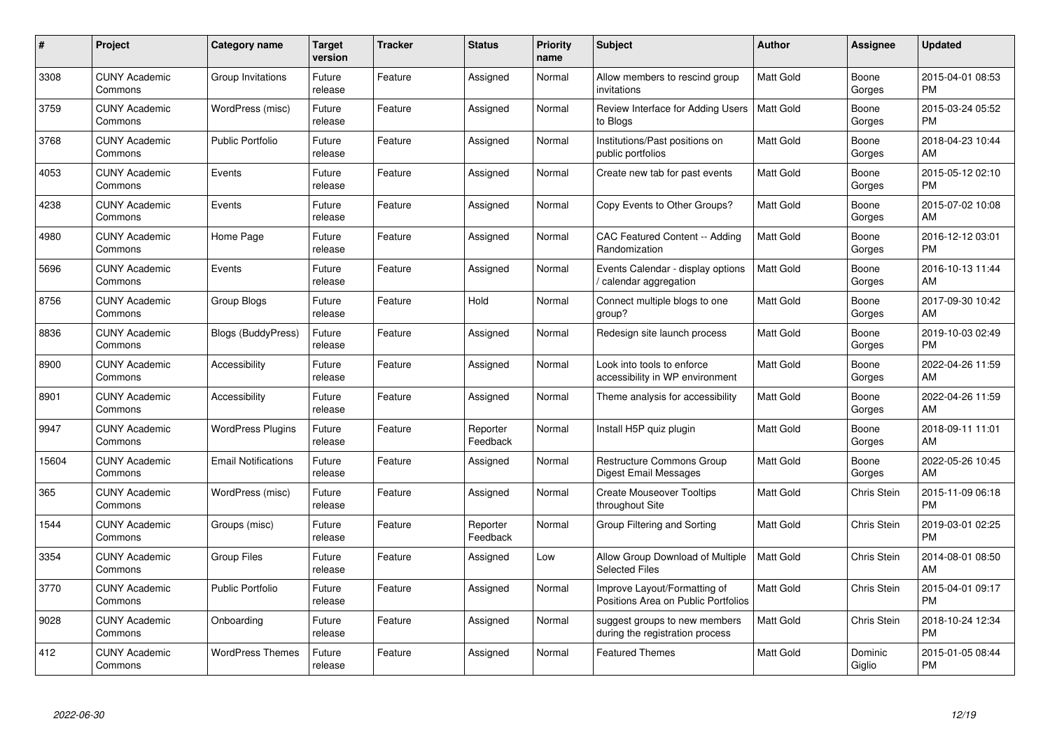| # | Project | Category name | Target version | Tracker | Status | Priority name | Subject | Author | Assignee | Updated |
|---|---|---|---|---|---|---|---|---|---|---|
| 3308 | CUNY Academic Commons | Group Invitations | Future release | Feature | Assigned | Normal | Allow members to rescind group invitations | Matt Gold | Boone Gorges | 2015-04-01 08:53 PM |
| 3759 | CUNY Academic Commons | WordPress (misc) | Future release | Feature | Assigned | Normal | Review Interface for Adding Users to Blogs | Matt Gold | Boone Gorges | 2015-03-24 05:52 PM |
| 3768 | CUNY Academic Commons | Public Portfolio | Future release | Feature | Assigned | Normal | Institutions/Past positions on public portfolios | Matt Gold | Boone Gorges | 2018-04-23 10:44 AM |
| 4053 | CUNY Academic Commons | Events | Future release | Feature | Assigned | Normal | Create new tab for past events | Matt Gold | Boone Gorges | 2015-05-12 02:10 PM |
| 4238 | CUNY Academic Commons | Events | Future release | Feature | Assigned | Normal | Copy Events to Other Groups? | Matt Gold | Boone Gorges | 2015-07-02 10:08 AM |
| 4980 | CUNY Academic Commons | Home Page | Future release | Feature | Assigned | Normal | CAC Featured Content -- Adding Randomization | Matt Gold | Boone Gorges | 2016-12-12 03:01 PM |
| 5696 | CUNY Academic Commons | Events | Future release | Feature | Assigned | Normal | Events Calendar - display options / calendar aggregation | Matt Gold | Boone Gorges | 2016-10-13 11:44 AM |
| 8756 | CUNY Academic Commons | Group Blogs | Future release | Feature | Hold | Normal | Connect multiple blogs to one group? | Matt Gold | Boone Gorges | 2017-09-30 10:42 AM |
| 8836 | CUNY Academic Commons | Blogs (BuddyPress) | Future release | Feature | Assigned | Normal | Redesign site launch process | Matt Gold | Boone Gorges | 2019-10-03 02:49 PM |
| 8900 | CUNY Academic Commons | Accessibility | Future release | Feature | Assigned | Normal | Look into tools to enforce accessibility in WP environment | Matt Gold | Boone Gorges | 2022-04-26 11:59 AM |
| 8901 | CUNY Academic Commons | Accessibility | Future release | Feature | Assigned | Normal | Theme analysis for accessibility | Matt Gold | Boone Gorges | 2022-04-26 11:59 AM |
| 9947 | CUNY Academic Commons | WordPress Plugins | Future release | Feature | Reporter Feedback | Normal | Install H5P quiz plugin | Matt Gold | Boone Gorges | 2018-09-11 11:01 AM |
| 15604 | CUNY Academic Commons | Email Notifications | Future release | Feature | Assigned | Normal | Restructure Commons Group Digest Email Messages | Matt Gold | Boone Gorges | 2022-05-26 10:45 AM |
| 365 | CUNY Academic Commons | WordPress (misc) | Future release | Feature | Assigned | Normal | Create Mouseover Tooltips throughout Site | Matt Gold | Chris Stein | 2015-11-09 06:18 PM |
| 1544 | CUNY Academic Commons | Groups (misc) | Future release | Feature | Reporter Feedback | Normal | Group Filtering and Sorting | Matt Gold | Chris Stein | 2019-03-01 02:25 PM |
| 3354 | CUNY Academic Commons | Group Files | Future release | Feature | Assigned | Low | Allow Group Download of Multiple Selected Files | Matt Gold | Chris Stein | 2014-08-01 08:50 AM |
| 3770 | CUNY Academic Commons | Public Portfolio | Future release | Feature | Assigned | Normal | Improve Layout/Formatting of Positions Area on Public Portfolios | Matt Gold | Chris Stein | 2015-04-01 09:17 PM |
| 9028 | CUNY Academic Commons | Onboarding | Future release | Feature | Assigned | Normal | suggest groups to new members during the registration process | Matt Gold | Chris Stein | 2018-10-24 12:34 PM |
| 412 | CUNY Academic Commons | WordPress Themes | Future release | Feature | Assigned | Normal | Featured Themes | Matt Gold | Dominic Giglio | 2015-01-05 08:44 PM |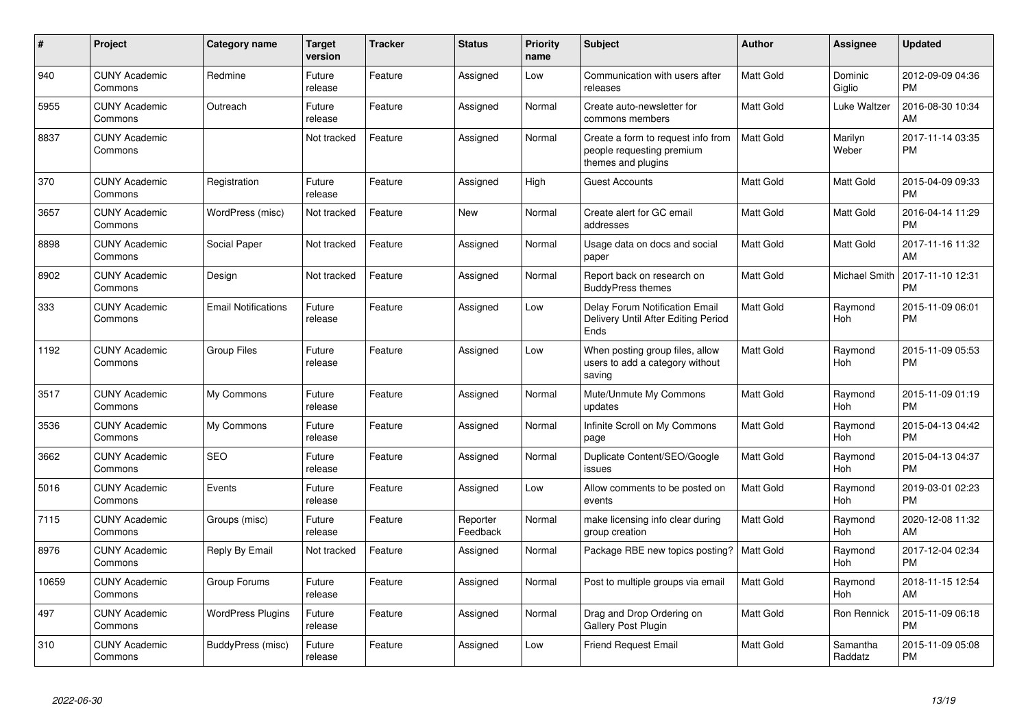| # | Project | Category name | Target version | Tracker | Status | Priority name | Subject | Author | Assignee | Updated |
|---|---|---|---|---|---|---|---|---|---|---|
| 940 | CUNY Academic Commons | Redmine | Future release | Feature | Assigned | Low | Communication with users after releases | Matt Gold | Dominic Giglio | 2012-09-09 04:36 PM |
| 5955 | CUNY Academic Commons | Outreach | Future release | Feature | Assigned | Normal | Create auto-newsletter for commons members | Matt Gold | Luke Waltzer | 2016-08-30 10:34 AM |
| 8837 | CUNY Academic Commons | | Not tracked | Feature | Assigned | Normal | Create a form to request info from people requesting premium themes and plugins | Matt Gold | Marilyn Weber | 2017-11-14 03:35 PM |
| 370 | CUNY Academic Commons | Registration | Future release | Feature | Assigned | High | Guest Accounts | Matt Gold | Matt Gold | 2015-04-09 09:33 PM |
| 3657 | CUNY Academic Commons | WordPress (misc) | Not tracked | Feature | New | Normal | Create alert for GC email addresses | Matt Gold | Matt Gold | 2016-04-14 11:29 PM |
| 8898 | CUNY Academic Commons | Social Paper | Not tracked | Feature | Assigned | Normal | Usage data on docs and social paper | Matt Gold | Matt Gold | 2017-11-16 11:32 AM |
| 8902 | CUNY Academic Commons | Design | Not tracked | Feature | Assigned | Normal | Report back on research on BuddyPress themes | Matt Gold | Michael Smith | 2017-11-10 12:31 PM |
| 333 | CUNY Academic Commons | Email Notifications | Future release | Feature | Assigned | Low | Delay Forum Notification Email Delivery Until After Editing Period Ends | Matt Gold | Raymond Hoh | 2015-11-09 06:01 PM |
| 1192 | CUNY Academic Commons | Group Files | Future release | Feature | Assigned | Low | When posting group files, allow users to add a category without saving | Matt Gold | Raymond Hoh | 2015-11-09 05:53 PM |
| 3517 | CUNY Academic Commons | My Commons | Future release | Feature | Assigned | Normal | Mute/Unmute My Commons updates | Matt Gold | Raymond Hoh | 2015-11-09 01:19 PM |
| 3536 | CUNY Academic Commons | My Commons | Future release | Feature | Assigned | Normal | Infinite Scroll on My Commons page | Matt Gold | Raymond Hoh | 2015-04-13 04:42 PM |
| 3662 | CUNY Academic Commons | SEO | Future release | Feature | Assigned | Normal | Duplicate Content/SEO/Google issues | Matt Gold | Raymond Hoh | 2015-04-13 04:37 PM |
| 5016 | CUNY Academic Commons | Events | Future release | Feature | Assigned | Low | Allow comments to be posted on events | Matt Gold | Raymond Hoh | 2019-03-01 02:23 PM |
| 7115 | CUNY Academic Commons | Groups (misc) | Future release | Feature | Reporter Feedback | Normal | make licensing info clear during group creation | Matt Gold | Raymond Hoh | 2020-12-08 11:32 AM |
| 8976 | CUNY Academic Commons | Reply By Email | Not tracked | Feature | Assigned | Normal | Package RBE new topics posting? | Matt Gold | Raymond Hoh | 2017-12-04 02:34 PM |
| 10659 | CUNY Academic Commons | Group Forums | Future release | Feature | Assigned | Normal | Post to multiple groups via email | Matt Gold | Raymond Hoh | 2018-11-15 12:54 AM |
| 497 | CUNY Academic Commons | WordPress Plugins | Future release | Feature | Assigned | Normal | Drag and Drop Ordering on Gallery Post Plugin | Matt Gold | Ron Rennick | 2015-11-09 06:18 PM |
| 310 | CUNY Academic Commons | BuddyPress (misc) | Future release | Feature | Assigned | Low | Friend Request Email | Matt Gold | Samantha Raddatz | 2015-11-09 05:08 PM |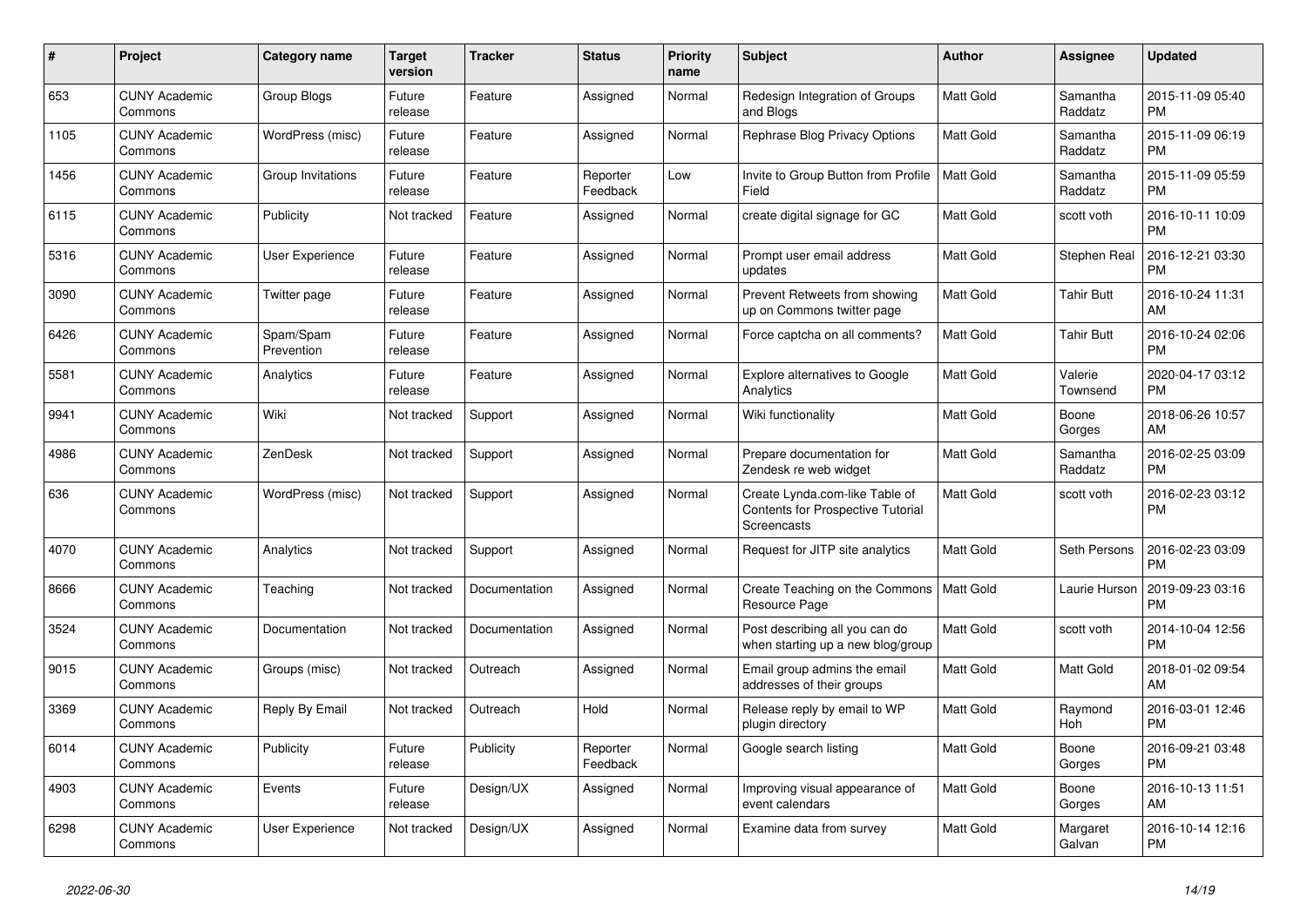| # | Project | Category name | Target version | Tracker | Status | Priority name | Subject | Author | Assignee | Updated |
|---|---|---|---|---|---|---|---|---|---|---|
| 653 | CUNY Academic Commons | Group Blogs | Future release | Feature | Assigned | Normal | Redesign Integration of Groups and Blogs | Matt Gold | Samantha Raddatz | 2015-11-09 05:40 PM |
| 1105 | CUNY Academic Commons | WordPress (misc) | Future release | Feature | Assigned | Normal | Rephrase Blog Privacy Options | Matt Gold | Samantha Raddatz | 2015-11-09 06:19 PM |
| 1456 | CUNY Academic Commons | Group Invitations | Future release | Feature | Reporter Feedback | Low | Invite to Group Button from Profile Field | Matt Gold | Samantha Raddatz | 2015-11-09 05:59 PM |
| 6115 | CUNY Academic Commons | Publicity | Not tracked | Feature | Assigned | Normal | create digital signage for GC | Matt Gold | scott voth | 2016-10-11 10:09 PM |
| 5316 | CUNY Academic Commons | User Experience | Future release | Feature | Assigned | Normal | Prompt user email address updates | Matt Gold | Stephen Real | 2016-12-21 03:30 PM |
| 3090 | CUNY Academic Commons | Twitter page | Future release | Feature | Assigned | Normal | Prevent Retweets from showing up on Commons twitter page | Matt Gold | Tahir Butt | 2016-10-24 11:31 AM |
| 6426 | CUNY Academic Commons | Spam/Spam Prevention | Future release | Feature | Assigned | Normal | Force captcha on all comments? | Matt Gold | Tahir Butt | 2016-10-24 02:06 PM |
| 5581 | CUNY Academic Commons | Analytics | Future release | Feature | Assigned | Normal | Explore alternatives to Google Analytics | Matt Gold | Valerie Townsend | 2020-04-17 03:12 PM |
| 9941 | CUNY Academic Commons | Wiki | Not tracked | Support | Assigned | Normal | Wiki functionality | Matt Gold | Boone Gorges | 2018-06-26 10:57 AM |
| 4986 | CUNY Academic Commons | ZenDesk | Not tracked | Support | Assigned | Normal | Prepare documentation for Zendesk re web widget | Matt Gold | Samantha Raddatz | 2016-02-25 03:09 PM |
| 636 | CUNY Academic Commons | WordPress (misc) | Not tracked | Support | Assigned | Normal | Create Lynda.com-like Table of Contents for Prospective Tutorial Screencasts | Matt Gold | scott voth | 2016-02-23 03:12 PM |
| 4070 | CUNY Academic Commons | Analytics | Not tracked | Support | Assigned | Normal | Request for JITP site analytics | Matt Gold | Seth Persons | 2016-02-23 03:09 PM |
| 8666 | CUNY Academic Commons | Teaching | Not tracked | Documentation | Assigned | Normal | Create Teaching on the Commons Resource Page | Matt Gold | Laurie Hurson | 2019-09-23 03:16 PM |
| 3524 | CUNY Academic Commons | Documentation | Not tracked | Documentation | Assigned | Normal | Post describing all you can do when starting up a new blog/group | Matt Gold | scott voth | 2014-10-04 12:56 PM |
| 9015 | CUNY Academic Commons | Groups (misc) | Not tracked | Outreach | Assigned | Normal | Email group admins the email addresses of their groups | Matt Gold | Matt Gold | 2018-01-02 09:54 AM |
| 3369 | CUNY Academic Commons | Reply By Email | Not tracked | Outreach | Hold | Normal | Release reply by email to WP plugin directory | Matt Gold | Raymond Hoh | 2016-03-01 12:46 PM |
| 6014 | CUNY Academic Commons | Publicity | Future release | Publicity | Reporter Feedback | Normal | Google search listing | Matt Gold | Boone Gorges | 2016-09-21 03:48 PM |
| 4903 | CUNY Academic Commons | Events | Future release | Design/UX | Assigned | Normal | Improving visual appearance of event calendars | Matt Gold | Boone Gorges | 2016-10-13 11:51 AM |
| 6298 | CUNY Academic Commons | User Experience | Not tracked | Design/UX | Assigned | Normal | Examine data from survey | Matt Gold | Margaret Galvan | 2016-10-14 12:16 PM |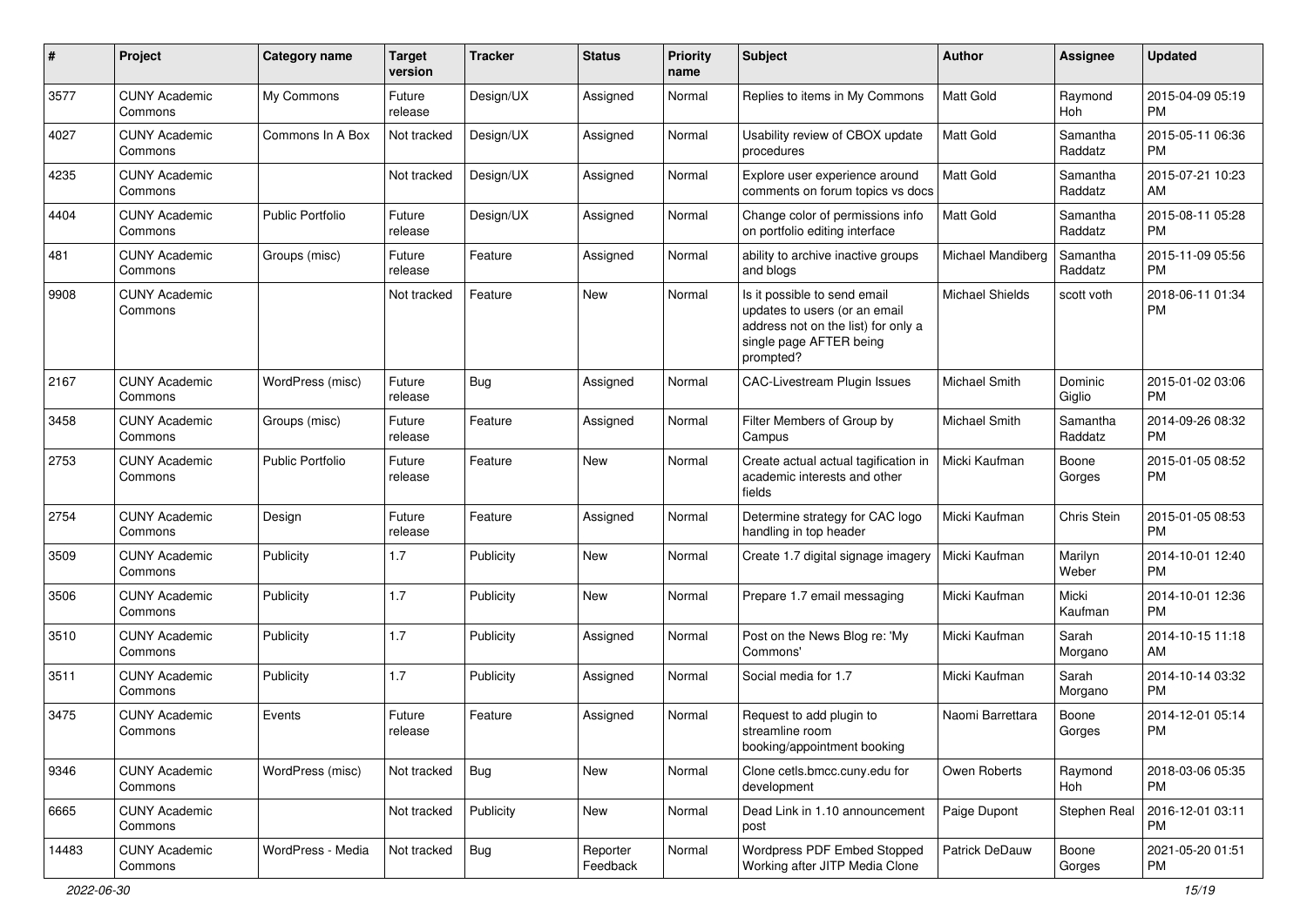| # | Project | Category name | Target version | Tracker | Status | Priority name | Subject | Author | Assignee | Updated |
|---|---|---|---|---|---|---|---|---|---|---|
| 3577 | CUNY Academic Commons | My Commons | Future release | Design/UX | Assigned | Normal | Replies to items in My Commons | Matt Gold | Raymond Hoh | 2015-04-09 05:19 PM |
| 4027 | CUNY Academic Commons | Commons In A Box | Not tracked | Design/UX | Assigned | Normal | Usability review of CBOX update procedures | Matt Gold | Samantha Raddatz | 2015-05-11 06:36 PM |
| 4235 | CUNY Academic Commons | | Not tracked | Design/UX | Assigned | Normal | Explore user experience around comments on forum topics vs docs | Matt Gold | Samantha Raddatz | 2015-07-21 10:23 AM |
| 4404 | CUNY Academic Commons | Public Portfolio | Future release | Design/UX | Assigned | Normal | Change color of permissions info on portfolio editing interface | Matt Gold | Samantha Raddatz | 2015-08-11 05:28 PM |
| 481 | CUNY Academic Commons | Groups (misc) | Future release | Feature | Assigned | Normal | ability to archive inactive groups and blogs | Michael Mandiberg | Samantha Raddatz | 2015-11-09 05:56 PM |
| 9908 | CUNY Academic Commons | | Not tracked | Feature | New | Normal | Is it possible to send email updates to users (or an email address not on the list) for only a single page AFTER being prompted? | Michael Shields | scott voth | 2018-06-11 01:34 PM |
| 2167 | CUNY Academic Commons | WordPress (misc) | Future release | Bug | Assigned | Normal | CAC-Livestream Plugin Issues | Michael Smith | Dominic Giglio | 2015-01-02 03:06 PM |
| 3458 | CUNY Academic Commons | Groups (misc) | Future release | Feature | Assigned | Normal | Filter Members of Group by Campus | Michael Smith | Samantha Raddatz | 2014-09-26 08:32 PM |
| 2753 | CUNY Academic Commons | Public Portfolio | Future release | Feature | New | Normal | Create actual actual tagification in academic interests and other fields | Micki Kaufman | Boone Gorges | 2015-01-05 08:52 PM |
| 2754 | CUNY Academic Commons | Design | Future release | Feature | Assigned | Normal | Determine strategy for CAC logo handling in top header | Micki Kaufman | Chris Stein | 2015-01-05 08:53 PM |
| 3509 | CUNY Academic Commons | Publicity | 1.7 | Publicity | New | Normal | Create 1.7 digital signage imagery | Micki Kaufman | Marilyn Weber | 2014-10-01 12:40 PM |
| 3506 | CUNY Academic Commons | Publicity | 1.7 | Publicity | New | Normal | Prepare 1.7 email messaging | Micki Kaufman | Micki Kaufman | 2014-10-01 12:36 PM |
| 3510 | CUNY Academic Commons | Publicity | 1.7 | Publicity | Assigned | Normal | Post on the News Blog re: 'My Commons' | Micki Kaufman | Sarah Morgano | 2014-10-15 11:18 AM |
| 3511 | CUNY Academic Commons | Publicity | 1.7 | Publicity | Assigned | Normal | Social media for 1.7 | Micki Kaufman | Sarah Morgano | 2014-10-14 03:32 PM |
| 3475 | CUNY Academic Commons | Events | Future release | Feature | Assigned | Normal | Request to add plugin to streamline room booking/appointment booking | Naomi Barrettara | Boone Gorges | 2014-12-01 05:14 PM |
| 9346 | CUNY Academic Commons | WordPress (misc) | Not tracked | Bug | New | Normal | Clone cetls.bmcc.cuny.edu for development | Owen Roberts | Raymond Hoh | 2018-03-06 05:35 PM |
| 6665 | CUNY Academic Commons | | Not tracked | Publicity | New | Normal | Dead Link in 1.10 announcement post | Paige Dupont | Stephen Real | 2016-12-01 03:11 PM |
| 14483 | CUNY Academic Commons | WordPress - Media | Not tracked | Bug | Reporter Feedback | Normal | Wordpress PDF Embed Stopped Working after JITP Media Clone | Patrick DeDauw | Boone Gorges | 2021-05-20 01:51 PM |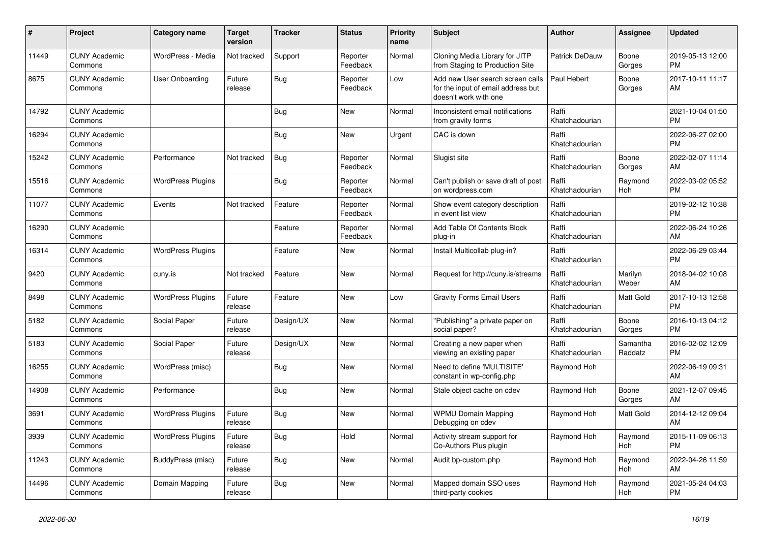| # | Project | Category name | Target version | Tracker | Status | Priority name | Subject | Author | Assignee | Updated |
|---|---|---|---|---|---|---|---|---|---|---|
| 11449 | CUNY Academic Commons | WordPress - Media | Not tracked | Support | Reporter Feedback | Normal | Cloning Media Library for JITP from Staging to Production Site | Patrick DeDauw | Boone Gorges | 2019-05-13 12:00 PM |
| 8675 | CUNY Academic Commons | User Onboarding | Future release | Bug | Reporter Feedback | Low | Add new User search screen calls for the input of email address but doesn't work with one | Paul Hebert | Boone Gorges | 2017-10-11 11:17 AM |
| 14792 | CUNY Academic Commons | | | Bug | New | Normal | Inconsistent email notifications from gravity forms | Raffi Khatchadourian | | 2021-10-04 01:50 PM |
| 16294 | CUNY Academic Commons | | | Bug | New | Urgent | CAC is down | Raffi Khatchadourian | | 2022-06-27 02:00 PM |
| 15242 | CUNY Academic Commons | Performance | Not tracked | Bug | Reporter Feedback | Normal | Slugist site | Raffi Khatchadourian | Boone Gorges | 2022-02-07 11:14 AM |
| 15516 | CUNY Academic Commons | WordPress Plugins | | Bug | Reporter Feedback | Normal | Can't publish or save draft of post on wordpress.com | Raffi Khatchadourian | Raymond Hoh | 2022-03-02 05:52 PM |
| 11077 | CUNY Academic Commons | Events | Not tracked | Feature | Reporter Feedback | Normal | Show event category description in event list view | Raffi Khatchadourian | | 2019-02-12 10:38 PM |
| 16290 | CUNY Academic Commons | | | Feature | Reporter Feedback | Normal | Add Table Of Contents Block plug-in | Raffi Khatchadourian | | 2022-06-24 10:26 AM |
| 16314 | CUNY Academic Commons | WordPress Plugins | | Feature | New | Normal | Install Multicollab plug-in? | Raffi Khatchadourian | | 2022-06-29 03:44 PM |
| 9420 | CUNY Academic Commons | cuny.is | Not tracked | Feature | New | Normal | Request for http://cuny.is/streams | Raffi Khatchadourian | Marilyn Weber | 2018-04-02 10:08 AM |
| 8498 | CUNY Academic Commons | WordPress Plugins | Future release | Feature | New | Low | Gravity Forms Email Users | Raffi Khatchadourian | Matt Gold | 2017-10-13 12:58 PM |
| 5182 | CUNY Academic Commons | Social Paper | Future release | Design/UX | New | Normal | "Publishing" a private paper on social paper? | Raffi Khatchadourian | Boone Gorges | 2016-10-13 04:12 PM |
| 5183 | CUNY Academic Commons | Social Paper | Future release | Design/UX | New | Normal | Creating a new paper when viewing an existing paper | Raffi Khatchadourian | Samantha Raddatz | 2016-02-02 12:09 PM |
| 16255 | CUNY Academic Commons | WordPress (misc) | | Bug | New | Normal | Need to define 'MULTISITE' constant in wp-config.php | Raymond Hoh | | 2022-06-19 09:31 AM |
| 14908 | CUNY Academic Commons | Performance | | Bug | New | Normal | Stale object cache on cdev | Raymond Hoh | Boone Gorges | 2021-12-07 09:45 AM |
| 3691 | CUNY Academic Commons | WordPress Plugins | Future release | Bug | New | Normal | WPMU Domain Mapping Debugging on cdev | Raymond Hoh | Matt Gold | 2014-12-12 09:04 AM |
| 3939 | CUNY Academic Commons | WordPress Plugins | Future release | Bug | Hold | Normal | Activity stream support for Co-Authors Plus plugin | Raymond Hoh | Raymond Hoh | 2015-11-09 06:13 PM |
| 11243 | CUNY Academic Commons | BuddyPress (misc) | Future release | Bug | New | Normal | Audit bp-custom.php | Raymond Hoh | Raymond Hoh | 2022-04-26 11:59 AM |
| 14496 | CUNY Academic Commons | Domain Mapping | Future release | Bug | New | Normal | Mapped domain SSO uses third-party cookies | Raymond Hoh | Raymond Hoh | 2021-05-24 04:03 PM |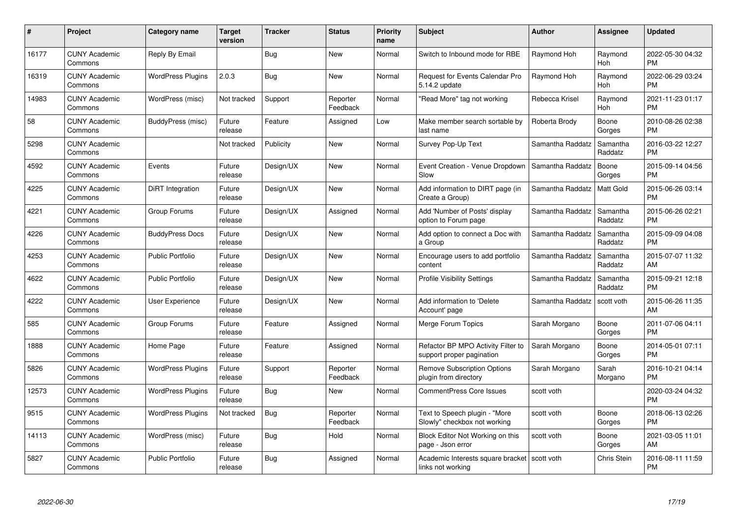| # | Project | Category name | Target version | Tracker | Status | Priority name | Subject | Author | Assignee | Updated |
|---|---|---|---|---|---|---|---|---|---|---|
| 16177 | CUNY Academic Commons | Reply By Email | | Bug | New | Normal | Switch to Inbound mode for RBE | Raymond Hoh | Raymond Hoh | 2022-05-30 04:32 PM |
| 16319 | CUNY Academic Commons | WordPress Plugins | 2.0.3 | Bug | New | Normal | Request for Events Calendar Pro 5.14.2 update | Raymond Hoh | Raymond Hoh | 2022-06-29 03:24 PM |
| 14983 | CUNY Academic Commons | WordPress (misc) | Not tracked | Support | Reporter Feedback | Normal | "Read More" tag not working | Rebecca Krisel | Raymond Hoh | 2021-11-23 01:17 PM |
| 58 | CUNY Academic Commons | BuddyPress (misc) | Future release | Feature | Assigned | Low | Make member search sortable by last name | Roberta Brody | Boone Gorges | 2010-08-26 02:38 PM |
| 5298 | CUNY Academic Commons | | Not tracked | Publicity | New | Normal | Survey Pop-Up Text | Samantha Raddatz | Samantha Raddatz | 2016-03-22 12:27 PM |
| 4592 | CUNY Academic Commons | Events | Future release | Design/UX | New | Normal | Event Creation - Venue Dropdown Slow | Samantha Raddatz | Boone Gorges | 2015-09-14 04:56 PM |
| 4225 | CUNY Academic Commons | DiRT Integration | Future release | Design/UX | New | Normal | Add information to DIRT page (in Create a Group) | Samantha Raddatz | Matt Gold | 2015-06-26 03:14 PM |
| 4221 | CUNY Academic Commons | Group Forums | Future release | Design/UX | Assigned | Normal | Add 'Number of Posts' display option to Forum page | Samantha Raddatz | Samantha Raddatz | 2015-06-26 02:21 PM |
| 4226 | CUNY Academic Commons | BuddyPress Docs | Future release | Design/UX | New | Normal | Add option to connect a Doc with a Group | Samantha Raddatz | Samantha Raddatz | 2015-09-09 04:08 PM |
| 4253 | CUNY Academic Commons | Public Portfolio | Future release | Design/UX | New | Normal | Encourage users to add portfolio content | Samantha Raddatz | Samantha Raddatz | 2015-07-07 11:32 AM |
| 4622 | CUNY Academic Commons | Public Portfolio | Future release | Design/UX | New | Normal | Profile Visibility Settings | Samantha Raddatz | Samantha Raddatz | 2015-09-21 12:18 PM |
| 4222 | CUNY Academic Commons | User Experience | Future release | Design/UX | New | Normal | Add information to 'Delete Account' page | Samantha Raddatz | scott voth | 2015-06-26 11:35 AM |
| 585 | CUNY Academic Commons | Group Forums | Future release | Feature | Assigned | Normal | Merge Forum Topics | Sarah Morgano | Boone Gorges | 2011-07-06 04:11 PM |
| 1888 | CUNY Academic Commons | Home Page | Future release | Feature | Assigned | Normal | Refactor BP MPO Activity Filter to support proper pagination | Sarah Morgano | Boone Gorges | 2014-05-01 07:11 PM |
| 5826 | CUNY Academic Commons | WordPress Plugins | Future release | Support | Reporter Feedback | Normal | Remove Subscription Options plugin from directory | Sarah Morgano | Sarah Morgano | 2016-10-21 04:14 PM |
| 12573 | CUNY Academic Commons | WordPress Plugins | Future release | Bug | New | Normal | CommentPress Core Issues | scott voth | | 2020-03-24 04:32 PM |
| 9515 | CUNY Academic Commons | WordPress Plugins | Not tracked | Bug | Reporter Feedback | Normal | Text to Speech plugin - "More Slowly" checkbox not working | scott voth | Boone Gorges | 2018-06-13 02:26 PM |
| 14113 | CUNY Academic Commons | WordPress (misc) | Future release | Bug | Hold | Normal | Block Editor Not Working on this page - Json error | scott voth | Boone Gorges | 2021-03-05 11:01 AM |
| 5827 | CUNY Academic Commons | Public Portfolio | Future release | Bug | Assigned | Normal | Academic Interests square bracket links not working | scott voth | Chris Stein | 2016-08-11 11:59 PM |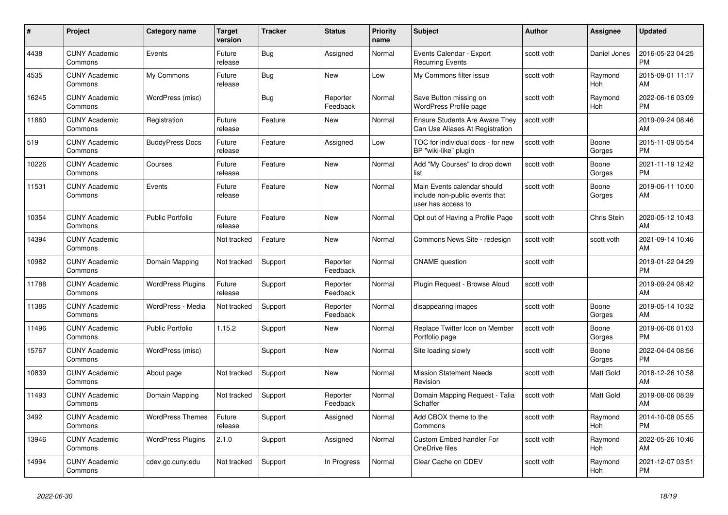| # | Project | Category name | Target version | Tracker | Status | Priority name | Subject | Author | Assignee | Updated |
|---|---|---|---|---|---|---|---|---|---|---|
| 4438 | CUNY Academic Commons | Events | Future release | Bug | Assigned | Normal | Events Calendar - Export Recurring Events | scott voth | Daniel Jones | 2016-05-23 04:25 PM |
| 4535 | CUNY Academic Commons | My Commons | Future release | Bug | New | Low | My Commons filter issue | scott voth | Raymond Hoh | 2015-09-01 11:17 AM |
| 16245 | CUNY Academic Commons | WordPress (misc) | | Bug | Reporter Feedback | Normal | Save Button missing on WordPress Profile page | scott voth | Raymond Hoh | 2022-06-16 03:09 PM |
| 11860 | CUNY Academic Commons | Registration | Future release | Feature | New | Normal | Ensure Students Are Aware They Can Use Aliases At Registration | scott voth | | 2019-09-24 08:46 AM |
| 519 | CUNY Academic Commons | BuddyPress Docs | Future release | Feature | Assigned | Low | TOC for individual docs - for new BP "wiki-like" plugin | scott voth | Boone Gorges | 2015-11-09 05:54 PM |
| 10226 | CUNY Academic Commons | Courses | Future release | Feature | New | Normal | Add "My Courses" to drop down list | scott voth | Boone Gorges | 2021-11-19 12:42 PM |
| 11531 | CUNY Academic Commons | Events | Future release | Feature | New | Normal | Main Events calendar should include non-public events that user has access to | scott voth | Boone Gorges | 2019-06-11 10:00 AM |
| 10354 | CUNY Academic Commons | Public Portfolio | Future release | Feature | New | Normal | Opt out of Having a Profile Page | scott voth | Chris Stein | 2020-05-12 10:43 AM |
| 14394 | CUNY Academic Commons | | Not tracked | Feature | New | Normal | Commons News Site - redesign | scott voth | scott voth | 2021-09-14 10:46 AM |
| 10982 | CUNY Academic Commons | Domain Mapping | Not tracked | Support | Reporter Feedback | Normal | CNAME question | scott voth | | 2019-01-22 04:29 PM |
| 11788 | CUNY Academic Commons | WordPress Plugins | Future release | Support | Reporter Feedback | Normal | Plugin Request - Browse Aloud | scott voth | | 2019-09-24 08:42 AM |
| 11386 | CUNY Academic Commons | WordPress - Media | Not tracked | Support | Reporter Feedback | Normal | disappearing images | scott voth | Boone Gorges | 2019-05-14 10:32 AM |
| 11496 | CUNY Academic Commons | Public Portfolio | 1.15.2 | Support | New | Normal | Replace Twitter Icon on Member Portfolio page | scott voth | Boone Gorges | 2019-06-06 01:03 PM |
| 15767 | CUNY Academic Commons | WordPress (misc) | | Support | New | Normal | Site loading slowly | scott voth | Boone Gorges | 2022-04-04 08:56 PM |
| 10839 | CUNY Academic Commons | About page | Not tracked | Support | New | Normal | Mission Statement Needs Revision | scott voth | Matt Gold | 2018-12-26 10:58 AM |
| 11493 | CUNY Academic Commons | Domain Mapping | Not tracked | Support | Reporter Feedback | Normal | Domain Mapping Request - Talia Schaffer | scott voth | Matt Gold | 2019-08-06 08:39 AM |
| 3492 | CUNY Academic Commons | WordPress Themes | Future release | Support | Assigned | Normal | Add CBOX theme to the Commons | scott voth | Raymond Hoh | 2014-10-08 05:55 PM |
| 13946 | CUNY Academic Commons | WordPress Plugins | 2.1.0 | Support | Assigned | Normal | Custom Embed handler For OneDrive files | scott voth | Raymond Hoh | 2022-05-26 10:46 AM |
| 14994 | CUNY Academic Commons | cdev.gc.cuny.edu | Not tracked | Support | In Progress | Normal | Clear Cache on CDEV | scott voth | Raymond Hoh | 2021-12-07 03:51 PM |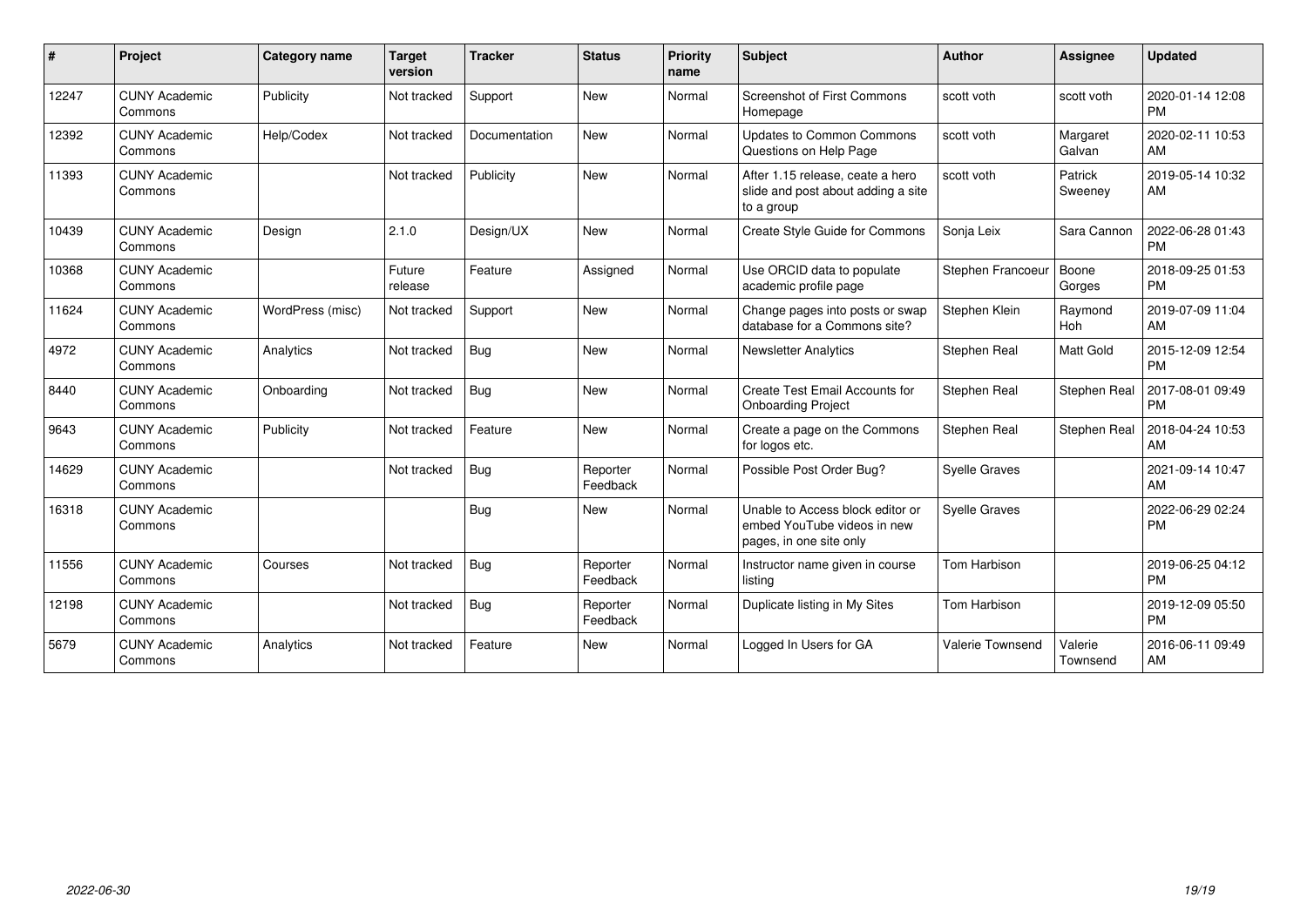| # | Project | Category name | Target version | Tracker | Status | Priority name | Subject | Author | Assignee | Updated |
|---|---|---|---|---|---|---|---|---|---|---|
| 12247 | CUNY Academic Commons | Publicity | Not tracked | Support | New | Normal | Screenshot of First Commons Homepage | scott voth | scott voth | 2020-01-14 12:08 PM |
| 12392 | CUNY Academic Commons | Help/Codex | Not tracked | Documentation | New | Normal | Updates to Common Commons Questions on Help Page | scott voth | Margaret Galvan | 2020-02-11 10:53 AM |
| 11393 | CUNY Academic Commons | | Not tracked | Publicity | New | Normal | After 1.15 release, ceate a hero slide and post about adding a site to a group | scott voth | Patrick Sweeney | 2019-05-14 10:32 AM |
| 10439 | CUNY Academic Commons | Design | 2.1.0 | Design/UX | New | Normal | Create Style Guide for Commons | Sonja Leix | Sara Cannon | 2022-06-28 01:43 PM |
| 10368 | CUNY Academic Commons | | Future release | Feature | Assigned | Normal | Use ORCID data to populate academic profile page | Stephen Francoeur | Boone Gorges | 2018-09-25 01:53 PM |
| 11624 | CUNY Academic Commons | WordPress (misc) | Not tracked | Support | New | Normal | Change pages into posts or swap database for a Commons site? | Stephen Klein | Raymond Hoh | 2019-07-09 11:04 AM |
| 4972 | CUNY Academic Commons | Analytics | Not tracked | Bug | New | Normal | Newsletter Analytics | Stephen Real | Matt Gold | 2015-12-09 12:54 PM |
| 8440 | CUNY Academic Commons | Onboarding | Not tracked | Bug | New | Normal | Create Test Email Accounts for Onboarding Project | Stephen Real | Stephen Real | 2017-08-01 09:49 PM |
| 9643 | CUNY Academic Commons | Publicity | Not tracked | Feature | New | Normal | Create a page on the Commons for logos etc. | Stephen Real | Stephen Real | 2018-04-24 10:53 AM |
| 14629 | CUNY Academic Commons | | Not tracked | Bug | Reporter Feedback | Normal | Possible Post Order Bug? | Syelle Graves | | 2021-09-14 10:47 AM |
| 16318 | CUNY Academic Commons | | | Bug | New | Normal | Unable to Access block editor or embed YouTube videos in new pages, in one site only | Syelle Graves | | 2022-06-29 02:24 PM |
| 11556 | CUNY Academic Commons | Courses | Not tracked | Bug | Reporter Feedback | Normal | Instructor name given in course listing | Tom Harbison | | 2019-06-25 04:12 PM |
| 12198 | CUNY Academic Commons | | Not tracked | Bug | Reporter Feedback | Normal | Duplicate listing in My Sites | Tom Harbison | | 2019-12-09 05:50 PM |
| 5679 | CUNY Academic Commons | Analytics | Not tracked | Feature | New | Normal | Logged In Users for GA | Valerie Townsend | Valerie Townsend | 2016-06-11 09:49 AM |